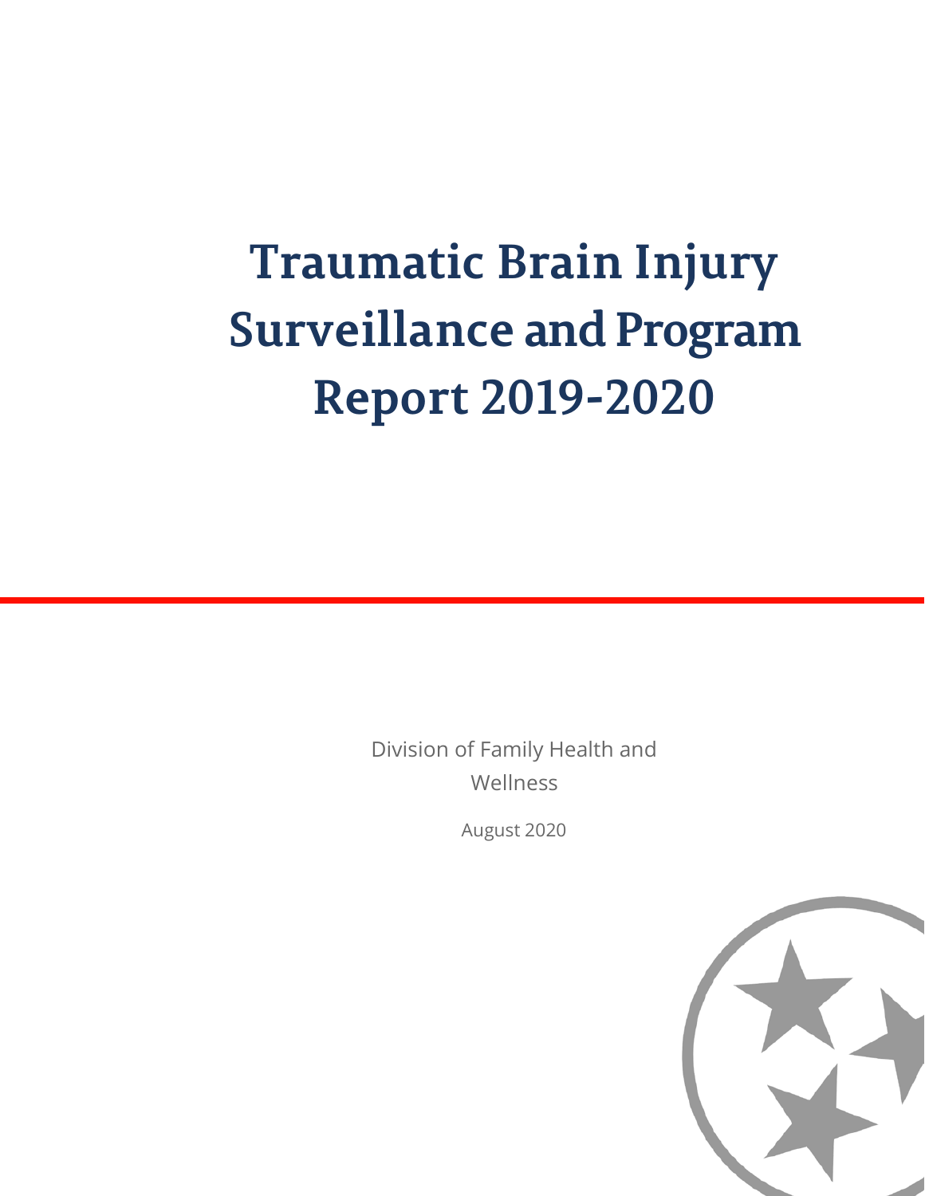# Traumatic Brain Injury Surveillance and Program Report 2019-2020

Division of Family Health and Wellness

August 2020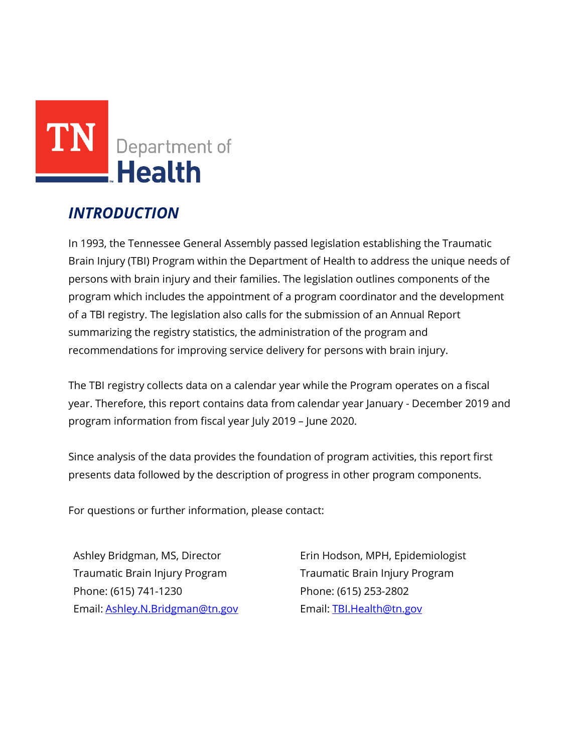TN Department of Health

## *INTRODUCTION*

In 1993, the Tennessee General Assembly passed legislation establishing the Traumatic Brain Injury (TBI) Program within the Department of Health to address the unique needs of persons with brain injury and their families. The legislation outlines components of the program which includes the appointment of a program coordinator and the development of a TBI registry. The legislation also calls for the submission of an Annual Report summarizing the registry statistics, the administration of the program and recommendations for improving service delivery for persons with brain injury.

The TBI registry collects data on a calendar year while the Program operates on a fiscal year. Therefore, this report contains data from calendar year January - December 2019 and program information from fiscal year July 2019 – June 2020.

Since analysis of the data provides the foundation of program activities, this report first presents data followed by the description of progress in other program components.

For questions or further information, please contact:

Ashley Bridgman, MS, Director
Traumatic Brain Injury Program
Phone: (615) 741-1230
Email: Ashley.N.Bridgman@tn.gov

Erin Hodson, MPH, Epidemiologist
Traumatic Brain Injury Program
Phone: (615) 253-2802
Email: TBI.Health@tn.gov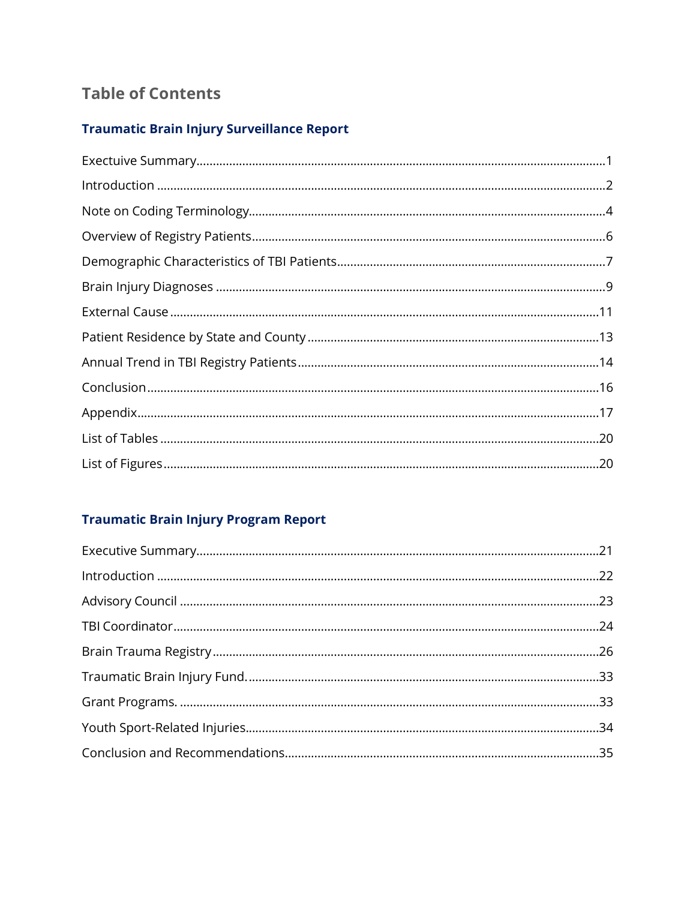# Table of Contents

## Traumatic Brain Injury Surveillance Report

Exectuive Summary........................................................................................................1

Introduction ..................................................................................................................2

Note on Coding Terminology.......................................................................................4

Overview of Registry Patients.......................................................................................6

Demographic Characteristics of TBI Patients..............................................................7

Brain Injury Diagnoses ..................................................................................................9

External Cause .............................................................................................................11

Patient Residence by State and County .....................................................................13

Annual Trend in TBI Registry Patients........................................................................14

Conclusion....................................................................................................................16

Appendix.......................................................................................................................17

List of Tables .................................................................................................................20

List of Figures................................................................................................................20

## Traumatic Brain Injury Program Report

Executive Summary.......................................................................................................21

Introduction ..................................................................................................................22

Advisory Council ...........................................................................................................23

TBI Coordinator.............................................................................................................24

Brain Trauma Registry..................................................................................................26

Traumatic Brain Injury Fund. .......................................................................................33

Grant Programs. ...........................................................................................................33

Youth Sport-Related Injuries........................................................................................34

Conclusion and Recommendations............................................................................35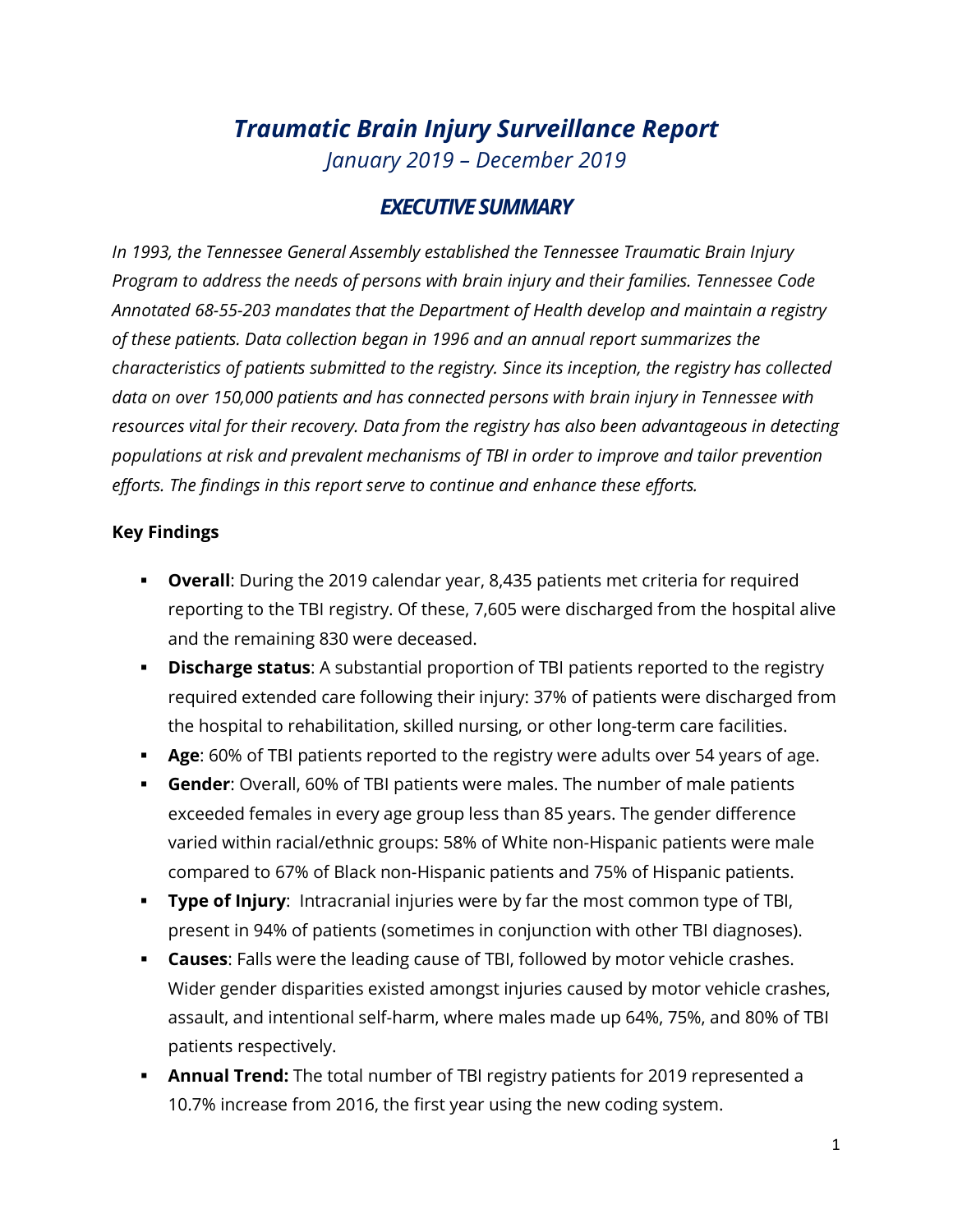# *Traumatic Brain Injury Surveillance Report*

*January 2019 – December 2019*

## *EXECUTIVE SUMMARY*

*In 1993, the Tennessee General Assembly established the Tennessee Traumatic Brain Injury Program to address the needs of persons with brain injury and their families. Tennessee Code Annotated 68-55-203 mandates that the Department of Health develop and maintain a registry of these patients. Data collection began in 1996 and an annual report summarizes the characteristics of patients submitted to the registry. Since its inception, the registry has collected data on over 150,000 patients and has connected persons with brain injury in Tennessee with resources vital for their recovery. Data from the registry has also been advantageous in detecting populations at risk and prevalent mechanisms of TBI in order to improve and tailor prevention efforts. The findings in this report serve to continue and enhance these efforts.*

### Key Findings

- **Overall**: During the 2019 calendar year, 8,435 patients met criteria for required reporting to the TBI registry. Of these, 7,605 were discharged from the hospital alive and the remaining 830 were deceased.
- **Discharge status**: A substantial proportion of TBI patients reported to the registry required extended care following their injury: 37% of patients were discharged from the hospital to rehabilitation, skilled nursing, or other long-term care facilities.
- **Age**: 60% of TBI patients reported to the registry were adults over 54 years of age.
- **Gender**: Overall, 60% of TBI patients were males. The number of male patients exceeded females in every age group less than 85 years. The gender difference varied within racial/ethnic groups: 58% of White non-Hispanic patients were male compared to 67% of Black non-Hispanic patients and 75% of Hispanic patients.
- **Type of Injury**: Intracranial injuries were by far the most common type of TBI, present in 94% of patients (sometimes in conjunction with other TBI diagnoses).
- **Causes**: Falls were the leading cause of TBI, followed by motor vehicle crashes. Wider gender disparities existed amongst injuries caused by motor vehicle crashes, assault, and intentional self-harm, where males made up 64%, 75%, and 80% of TBI patients respectively.
- **Annual Trend:** The total number of TBI registry patients for 2019 represented a 10.7% increase from 2016, the first year using the new coding system.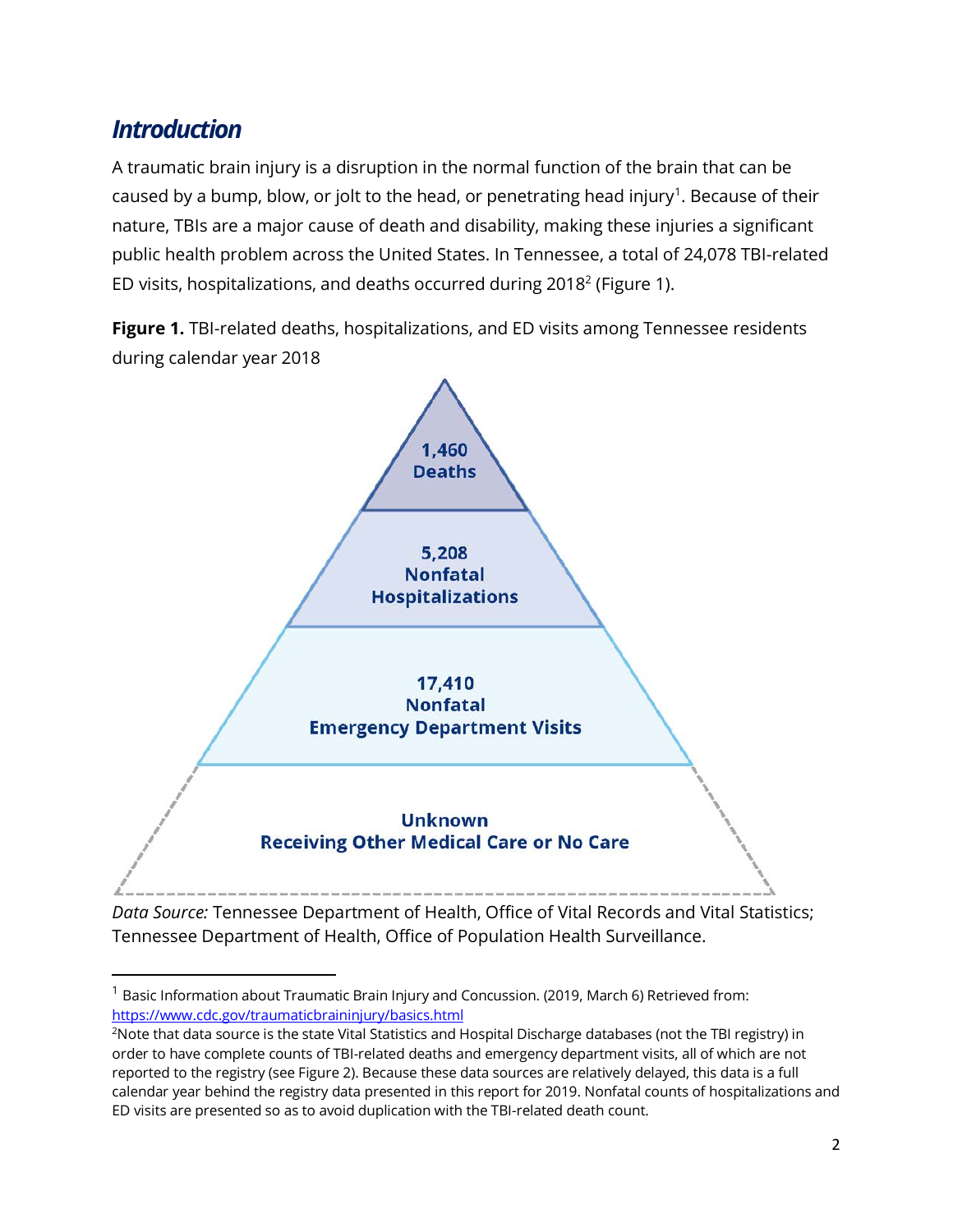## *Introduction*

A traumatic brain injury is a disruption in the normal function of the brain that can be caused by a bump, blow, or jolt to the head, or penetrating head injury[1]. Because of their nature, TBIs are a major cause of death and disability, making these injuries a significant public health problem across the United States. In Tennessee, a total of 24,078 TBI-related ED visits, hospitalizations, and deaths occurred during 2018[2] (Figure 1).

**Figure 1.** TBI-related deaths, hospitalizations, and ED visits among Tennessee residents during calendar year 2018

**1,460 Deaths**

**5,208 Nonfatal Hospitalizations**

**17,410 Nonfatal Emergency Department Visits**

**Unknown Receiving Other Medical Care or No Care**

*Data Source:* Tennessee Department of Health, Office of Vital Records and Vital Statistics; Tennessee Department of Health, Office of Population Health Surveillance.

---

[1] Basic Information about Traumatic Brain Injury and Concussion. (2019, March 6) Retrieved from: https://www.cdc.gov/traumaticbraininjury/basics.html

[2]Note that data source is the state Vital Statistics and Hospital Discharge databases (not the TBI registry) in order to have complete counts of TBI-related deaths and emergency department visits, all of which are not reported to the registry (see Figure 2). Because these data sources are relatively delayed, this data is a full calendar year behind the registry data presented in this report for 2019. Nonfatal counts of hospitalizations and ED visits are presented so as to avoid duplication with the TBI-related death count.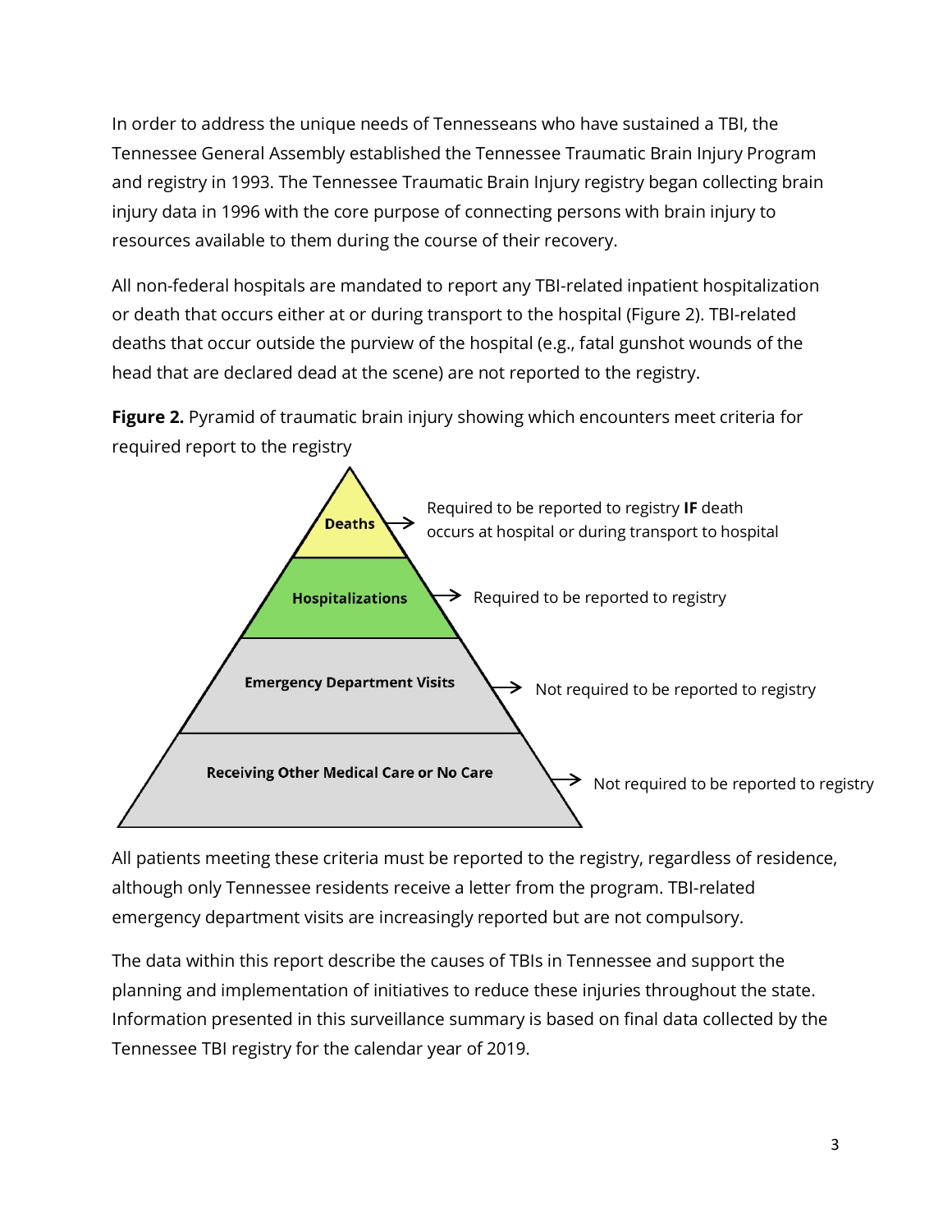In order to address the unique needs of Tennesseans who have sustained a TBI, the Tennessee General Assembly established the Tennessee Traumatic Brain Injury Program and registry in 1993. The Tennessee Traumatic Brain Injury registry began collecting brain injury data in 1996 with the core purpose of connecting persons with brain injury to resources available to them during the course of their recovery.

All non-federal hospitals are mandated to report any TBI-related inpatient hospitalization or death that occurs either at or during transport to the hospital (Figure 2). TBI-related deaths that occur outside the purview of the hospital (e.g., fatal gunshot wounds of the head that are declared dead at the scene) are not reported to the registry.

**Figure 2.** Pyramid of traumatic brain injury showing which encounters meet criteria for required report to the registry

- **Deaths** → Required to be reported to registry **IF** death occurs at hospital or during transport to hospital
- **Hospitalizations** → Required to be reported to registry
- **Emergency Department Visits** → Not required to be reported to registry
- **Receiving Other Medical Care or No Care** → Not required to be reported to registry

All patients meeting these criteria must be reported to the registry, regardless of residence, although only Tennessee residents receive a letter from the program. TBI-related emergency department visits are increasingly reported but are not compulsory.

The data within this report describe the causes of TBIs in Tennessee and support the planning and implementation of initiatives to reduce these injuries throughout the state. Information presented in this surveillance summary is based on final data collected by the Tennessee TBI registry for the calendar year of 2019.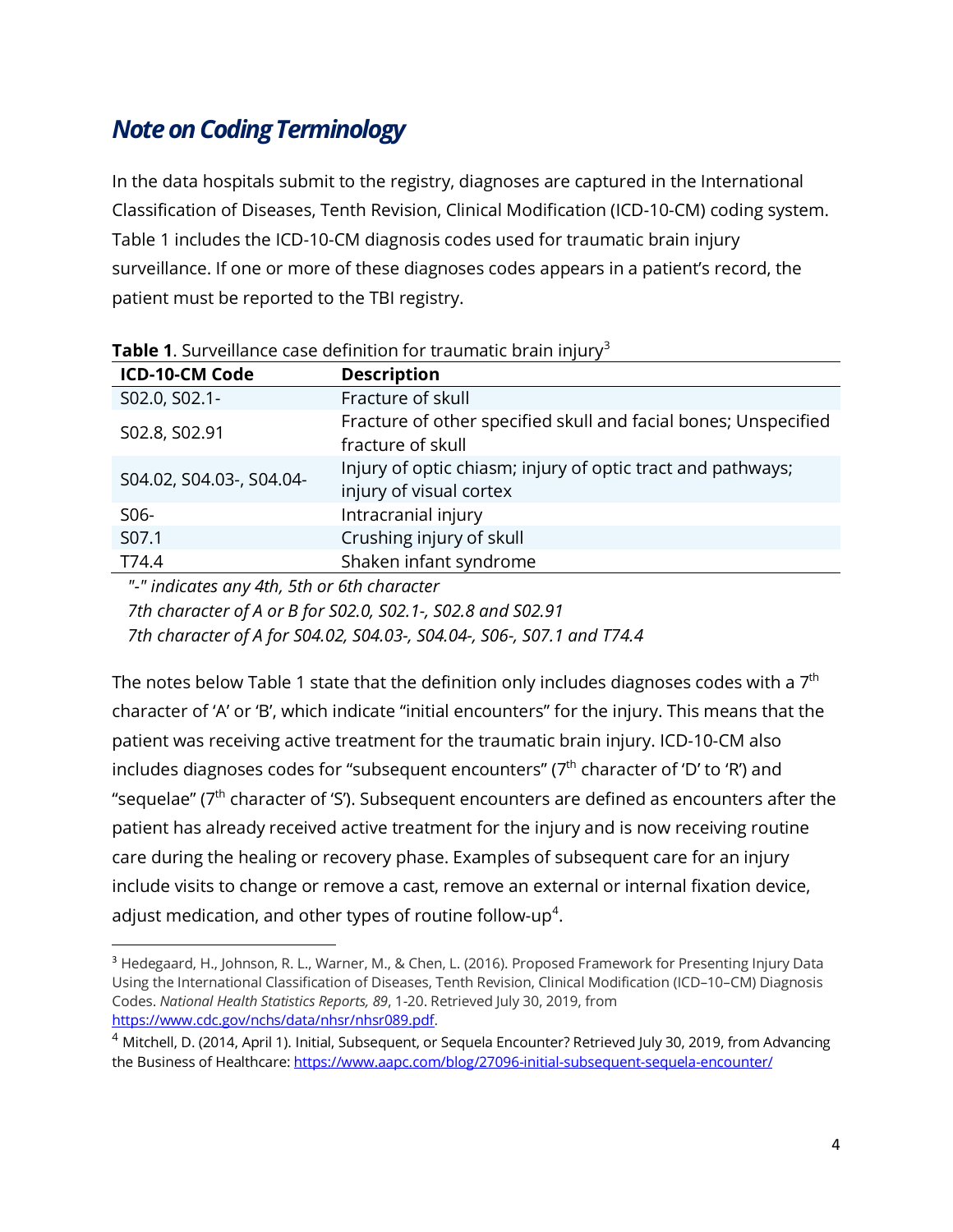## *Note on Coding Terminology*

In the data hospitals submit to the registry, diagnoses are captured in the International Classification of Diseases, Tenth Revision, Clinical Modification (ICD-10-CM) coding system. Table 1 includes the ICD-10-CM diagnosis codes used for traumatic brain injury surveillance. If one or more of these diagnoses codes appears in a patient's record, the patient must be reported to the TBI registry.

**Table 1**. Surveillance case definition for traumatic brain injury[3]

| ICD-10-CM Code | Description |
|---|---|
| S02.0, S02.1- | Fracture of skull |
| S02.8, S02.91 | Fracture of other specified skull and facial bones; Unspecified fracture of skull |
| S04.02, S04.03-, S04.04- | Injury of optic chiasm; injury of optic tract and pathways; injury of visual cortex |
| S06- | Intracranial injury |
| S07.1 | Crushing injury of skull |
| T74.4 | Shaken infant syndrome |

*"-" indicates any 4th, 5th or 6th character*
*7th character of A or B for S02.0, S02.1-, S02.8 and S02.91*
*7th character of A for S04.02, S04.03-, S04.04-, S06-, S07.1 and T74.4*

The notes below Table 1 state that the definition only includes diagnoses codes with a 7th character of 'A' or 'B', which indicate "initial encounters" for the injury. This means that the patient was receiving active treatment for the traumatic brain injury. ICD-10-CM also includes diagnoses codes for "subsequent encounters" (7th character of 'D' to 'R') and "sequelae" (7th character of 'S'). Subsequent encounters are defined as encounters after the patient has already received active treatment for the injury and is now receiving routine care during the healing or recovery phase. Examples of subsequent care for an injury include visits to change or remove a cast, remove an external or internal fixation device, adjust medication, and other types of routine follow-up[4].

[3] Hedegaard, H., Johnson, R. L., Warner, M., & Chen, L. (2016). Proposed Framework for Presenting Injury Data Using the International Classification of Diseases, Tenth Revision, Clinical Modification (ICD–10–CM) Diagnosis Codes. *National Health Statistics Reports, 89*, 1-20. Retrieved July 30, 2019, from https://www.cdc.gov/nchs/data/nhsr/nhsr089.pdf.

[4] Mitchell, D. (2014, April 1). Initial, Subsequent, or Sequela Encounter? Retrieved July 30, 2019, from Advancing the Business of Healthcare: https://www.aapc.com/blog/27096-initial-subsequent-sequela-encounter/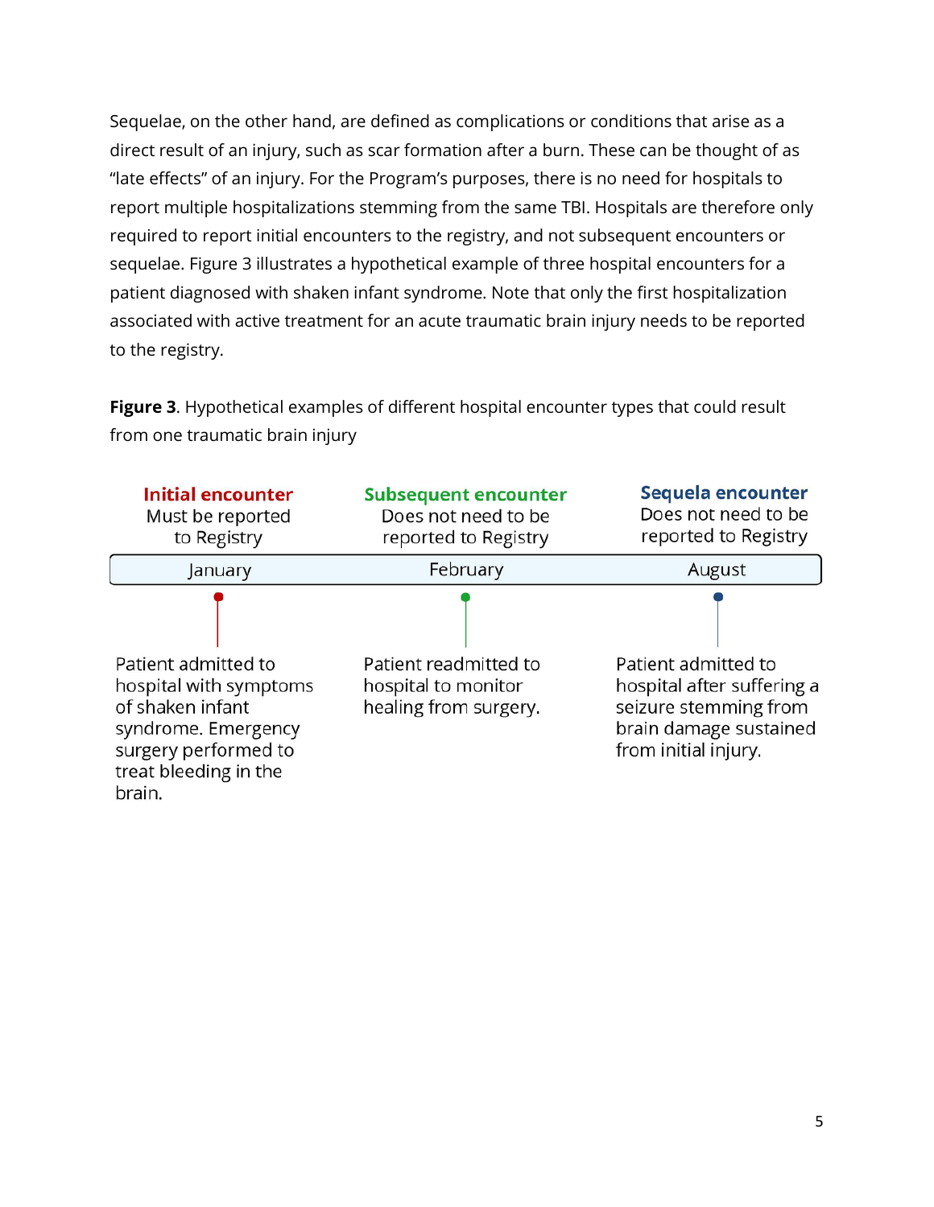Sequelae, on the other hand, are defined as complications or conditions that arise as a direct result of an injury, such as scar formation after a burn. These can be thought of as "late effects" of an injury. For the Program's purposes, there is no need for hospitals to report multiple hospitalizations stemming from the same TBI. Hospitals are therefore only required to report initial encounters to the registry, and not subsequent encounters or sequelae. Figure 3 illustrates a hypothetical example of three hospital encounters for a patient diagnosed with shaken infant syndrome. Note that only the first hospitalization associated with active treatment for an acute traumatic brain injury needs to be reported to the registry.

**Figure 3**. Hypothetical examples of different hospital encounter types that could result from one traumatic brain injury

| Initial encounter<br>Must be reported to Registry | Subsequent encounter<br>Does not need to be reported to Registry | Sequela encounter<br>Does not need to be reported to Registry |
|---|---|---|
| January | February | August |
| Patient admitted to hospital with symptoms of shaken infant syndrome. Emergency surgery performed to treat bleeding in the brain. | Patient readmitted to hospital to monitor healing from surgery. | Patient admitted to hospital after suffering a seizure stemming from brain damage sustained from initial injury. |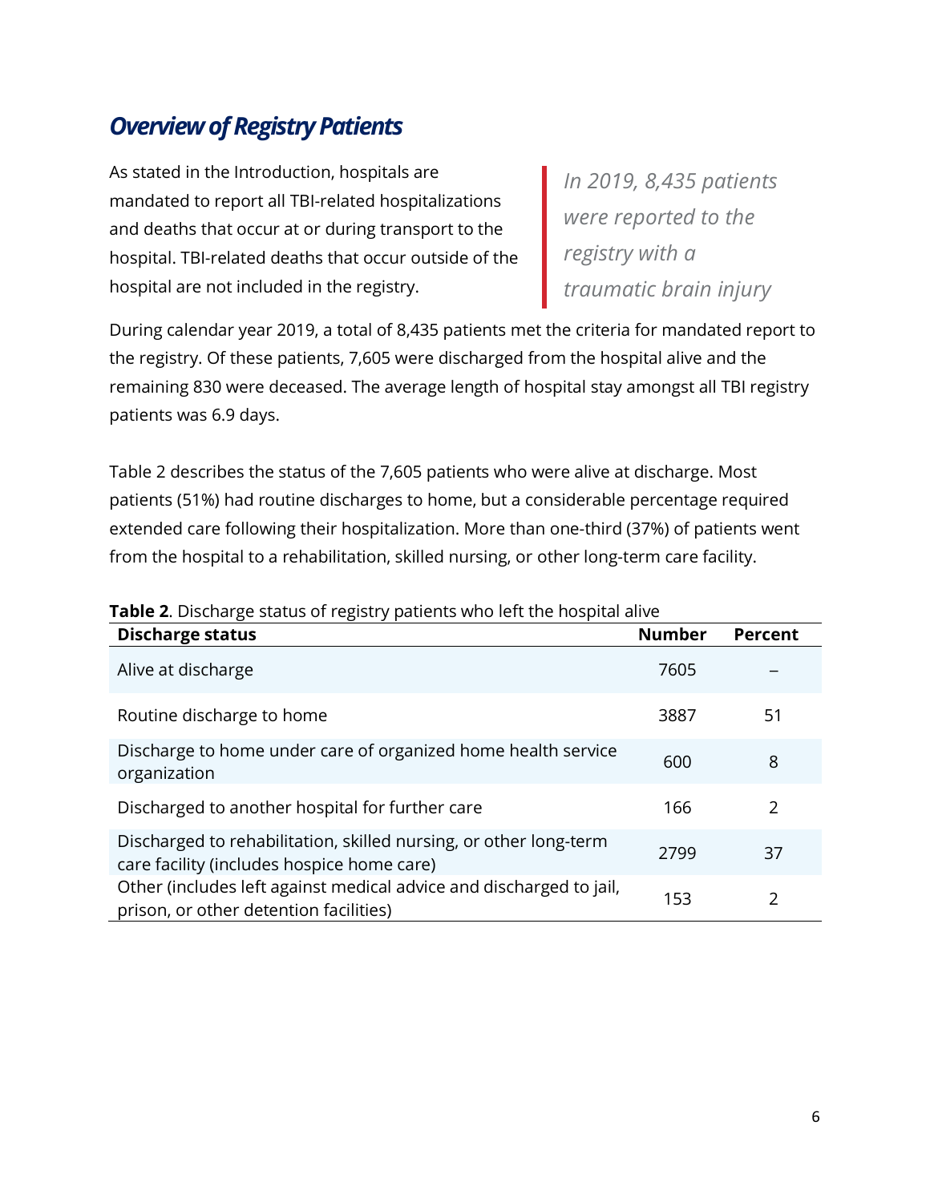## *Overview of Registry Patients*

As stated in the Introduction, hospitals are mandated to report all TBI-related hospitalizations and deaths that occur at or during transport to the hospital. TBI-related deaths that occur outside of the hospital are not included in the registry.

> *In 2019, 8,435 patients were reported to the registry with a traumatic brain injury*

During calendar year 2019, a total of 8,435 patients met the criteria for mandated report to the registry. Of these patients, 7,605 were discharged from the hospital alive and the remaining 830 were deceased. The average length of hospital stay amongst all TBI registry patients was 6.9 days.

Table 2 describes the status of the 7,605 patients who were alive at discharge. Most patients (51%) had routine discharges to home, but a considerable percentage required extended care following their hospitalization. More than one-third (37%) of patients went from the hospital to a rehabilitation, skilled nursing, or other long-term care facility.

**Table 2**. Discharge status of registry patients who left the hospital alive

| Discharge status | Number | Percent |
|---|---|---|
| Alive at discharge | 7605 | – |
| Routine discharge to home | 3887 | 51 |
| Discharge to home under care of organized home health service organization | 600 | 8 |
| Discharged to another hospital for further care | 166 | 2 |
| Discharged to rehabilitation, skilled nursing, or other long-term care facility (includes hospice home care) | 2799 | 37 |
| Other (includes left against medical advice and discharged to jail, prison, or other detention facilities) | 153 | 2 |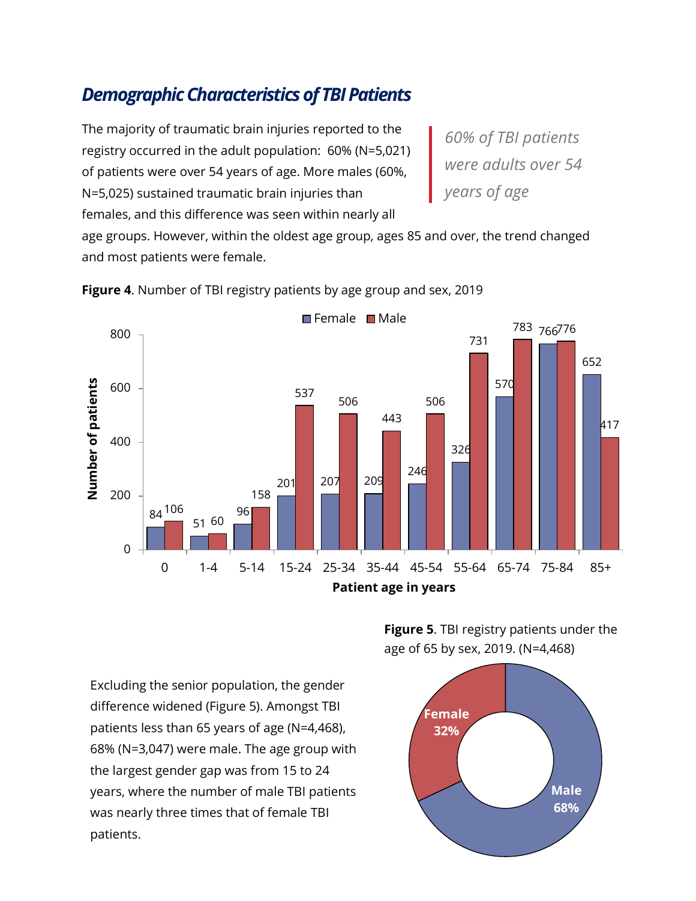## *Demographic Characteristics of TBI Patients*

The majority of traumatic brain injuries reported to the registry occurred in the adult population: 60% (N=5,021) of patients were over 54 years of age. More males (60%, N=5,025) sustained traumatic brain injuries than females, and this difference was seen within nearly all age groups. However, within the oldest age group, ages 85 and over, the trend changed and most patients were female.

*60% of TBI patients were adults over 54 years of age*

**Figure 4**. Number of TBI registry patients by age group and sex, 2019

| Patient age in years | Female | Male |
| --- | --- | --- |
| 0 | 84 | 106 |
| 1-4 | 51 | 60 |
| 5-14 | 96 | 158 |
| 15-24 | 201 | 537 |
| 25-34 | 207 | 506 |
| 35-44 | 209 | 443 |
| 45-54 | 246 | 506 |
| 55-64 | 326 | 731 |
| 65-74 | 570 | 783 |
| 75-84 | 766 | 776 |
| 85+ | 652 | 417 |

Excluding the senior population, the gender difference widened (Figure 5). Amongst TBI patients less than 65 years of age (N=4,468), 68% (N=3,047) were male. The age group with the largest gender gap was from 15 to 24 years, where the number of male TBI patients was nearly three times that of female TBI patients.

**Figure 5**. TBI registry patients under the age of 65 by sex, 2019. (N=4,468)

| Sex | Percent |
| --- | --- |
| Female | 32% |
| Male | 68% |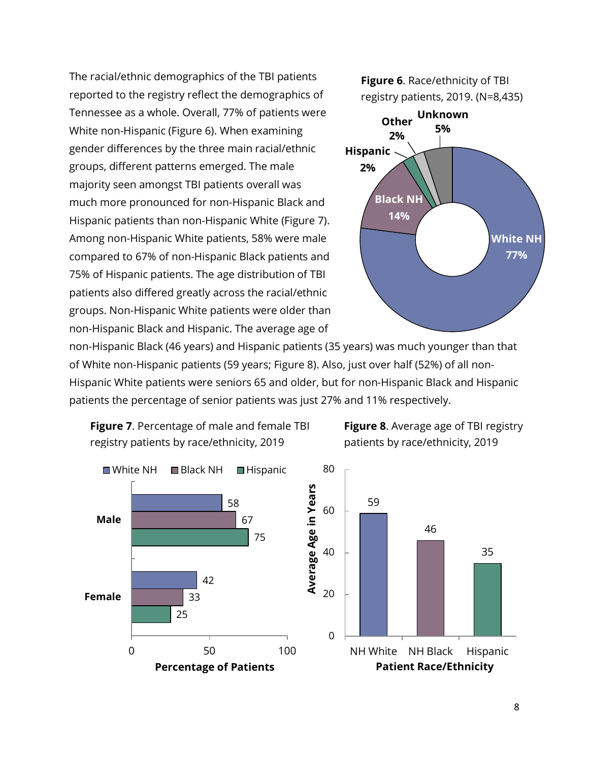The racial/ethnic demographics of the TBI patients reported to the registry reflect the demographics of Tennessee as a whole. Overall, 77% of patients were White non-Hispanic (Figure 6). When examining gender differences by the three main racial/ethnic groups, different patterns emerged. The male majority seen amongst TBI patients overall was much more pronounced for non-Hispanic Black and Hispanic patients than non-Hispanic White (Figure 7). Among non-Hispanic White patients, 58% were male compared to 67% of non-Hispanic Black patients and 75% of Hispanic patients. The age distribution of TBI patients also differed greatly across the racial/ethnic groups. Non-Hispanic White patients were older than non-Hispanic Black and Hispanic. The average age of non-Hispanic Black (46 years) and Hispanic patients (35 years) was much younger than that of White non-Hispanic patients (59 years; Figure 8). Also, just over half (52%) of all non-Hispanic White patients were seniors 65 and older, but for non-Hispanic Black and Hispanic patients the percentage of senior patients was just 27% and 11% respectively.

**Figure 6**. Race/ethnicity of TBI registry patients, 2019. (N=8,435)

| Race/Ethnicity | Percent |
|---|---|
| White NH | 77% |
| Black NH | 14% |
| Hispanic | 2% |
| Other | 2% |
| Unknown | 5% |

**Figure 7**. Percentage of male and female TBI registry patients by race/ethnicity, 2019

| Sex | White NH | Black NH | Hispanic |
|---|---|---|---|
| Male | 58 | 67 | 75 |
| Female | 42 | 33 | 25 |

**Figure 8**. Average age of TBI registry patients by race/ethnicity, 2019

| Patient Race/Ethnicity | Average Age in Years |
|---|---|
| NH White | 59 |
| NH Black | 46 |
| Hispanic | 35 |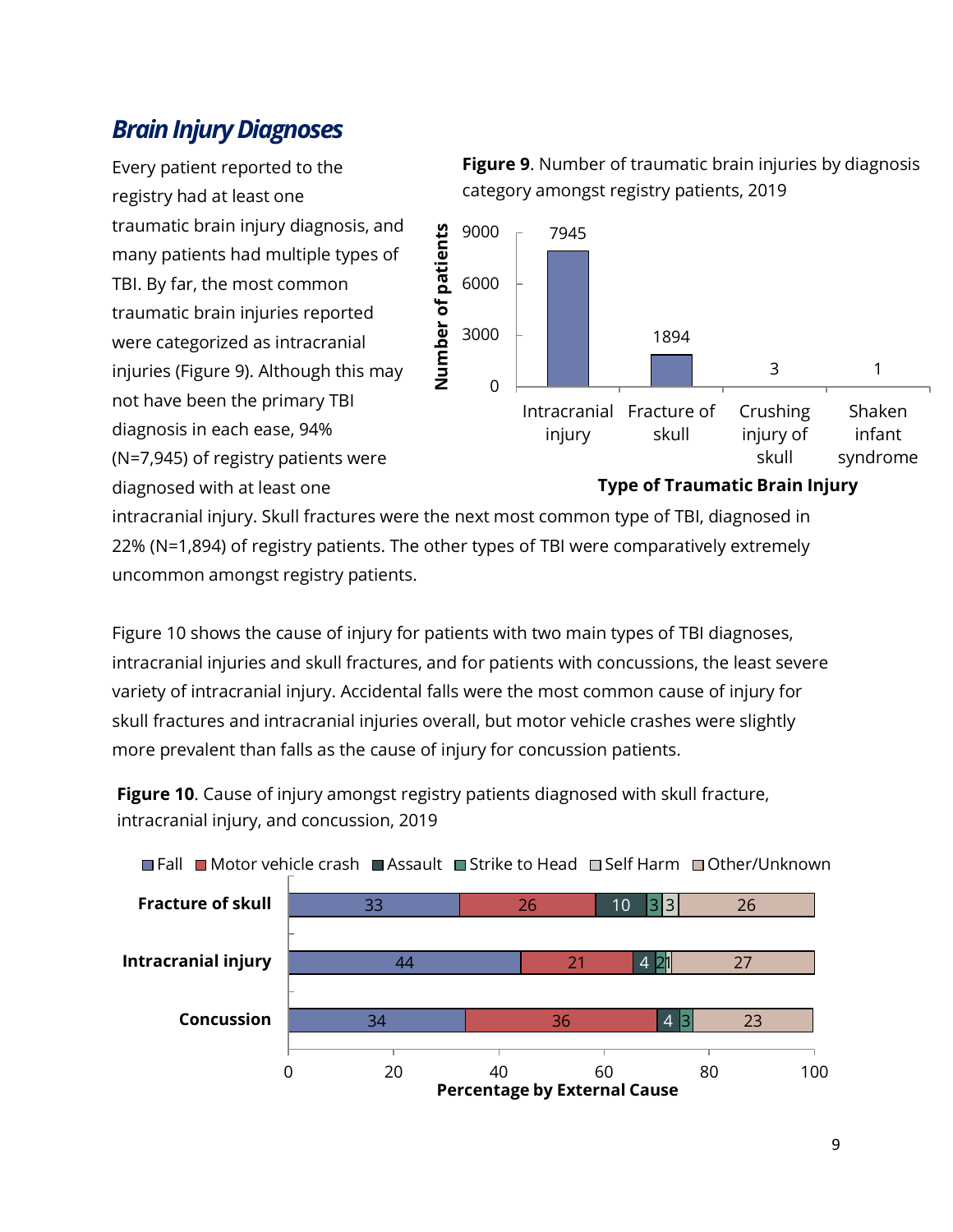## Brain Injury Diagnoses

Every patient reported to the registry had at least one traumatic brain injury diagnosis, and many patients had multiple types of TBI. By far, the most common traumatic brain injuries reported were categorized as intracranial injuries (Figure 9). Although this may not have been the primary TBI diagnosis in each ease, 94% (N=7,945) of registry patients were diagnosed with at least one intracranial injury. Skull fractures were the next most common type of TBI, diagnosed in 22% (N=1,894) of registry patients. The other types of TBI were comparatively extremely uncommon amongst registry patients.

**Figure 9**. Number of traumatic brain injuries by diagnosis category amongst registry patients, 2019

| Type of Traumatic Brain Injury | Number of patients |
|---|---|
| Intracranial injury | 7945 |
| Fracture of skull | 1894 |
| Crushing injury of skull | 3 |
| Shaken infant syndrome | 1 |

Figure 10 shows the cause of injury for patients with two main types of TBI diagnoses, intracranial injuries and skull fractures, and for patients with concussions, the least severe variety of intracranial injury. Accidental falls were the most common cause of injury for skull fractures and intracranial injuries overall, but motor vehicle crashes were slightly more prevalent than falls as the cause of injury for concussion patients.

**Figure 10**. Cause of injury amongst registry patients diagnosed with skull fracture, intracranial injury, and concussion, 2019

| Percentage by External Cause | Fall | Motor vehicle crash | Assault | Strike to Head | Self Harm | Other/Unknown |
|---|---|---|---|---|---|---|
| Fracture of skull | 33 | 26 | 10 | 3 | 3 | 26 |
| Intracranial injury | 44 | 21 | 4 | 2 | 1 | 27 |
| Concussion | 34 | 36 | 4 | 3 | | 23 |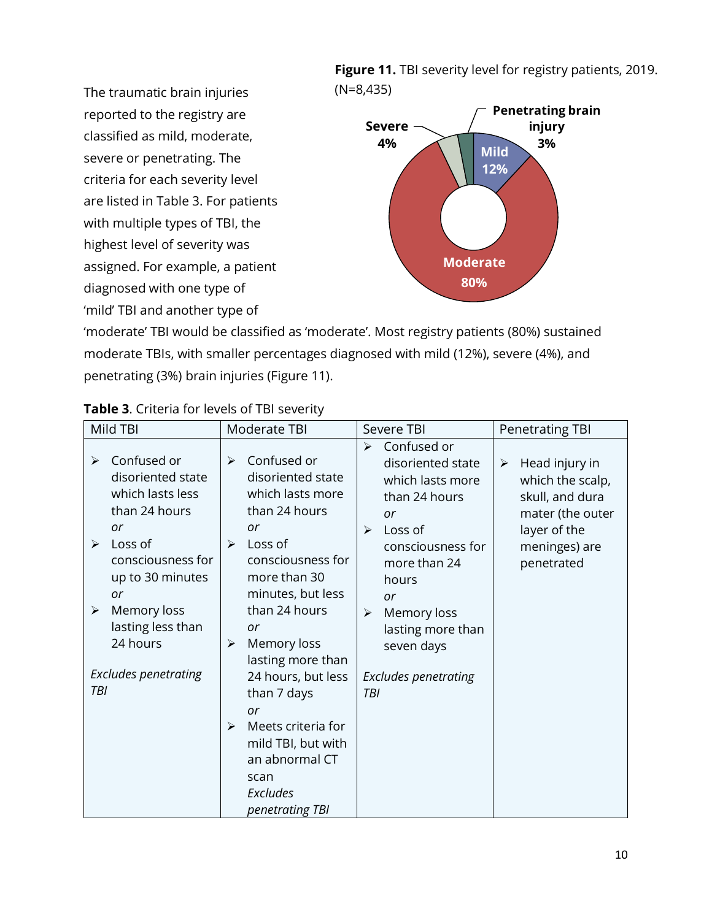The traumatic brain injuries reported to the registry are classified as mild, moderate, severe or penetrating. The criteria for each severity level are listed in Table 3. For patients with multiple types of TBI, the highest level of severity was assigned. For example, a patient diagnosed with one type of 'mild' TBI and another type of 'moderate' TBI would be classified as 'moderate'. Most registry patients (80%) sustained moderate TBIs, with smaller percentages diagnosed with mild (12%), severe (4%), and penetrating (3%) brain injuries (Figure 11).

**Figure 11.** TBI severity level for registry patients, 2019. (N=8,435)

**Table 3**. Criteria for levels of TBI severity

| Mild TBI | Moderate TBI | Severe TBI | Penetrating TBI |
|---|---|---|---|
| ➢ Confused or disoriented state which lasts less than 24 hours<br>*or*<br>➢ Loss of consciousness for up to 30 minutes<br>*or*<br>➢ Memory loss lasting less than 24 hours<br><br>*Excludes penetrating TBI* | ➢ Confused or disoriented state which lasts more than 24 hours<br>*or*<br>➢ Loss of consciousness for more than 30 minutes, but less than 24 hours<br>*or*<br>➢ Memory loss lasting more than 24 hours, but less than 7 days<br>*or*<br>➢ Meets criteria for mild TBI, but with an abnormal CT scan<br>*Excludes penetrating TBI* | ➢ Confused or disoriented state which lasts more than 24 hours<br>*or*<br>➢ Loss of consciousness for more than 24 hours<br>*or*<br>➢ Memory loss lasting more than seven days<br><br>*Excludes penetrating TBI* | ➢ Head injury in which the scalp, skull, and dura mater (the outer layer of the meninges) are penetrated |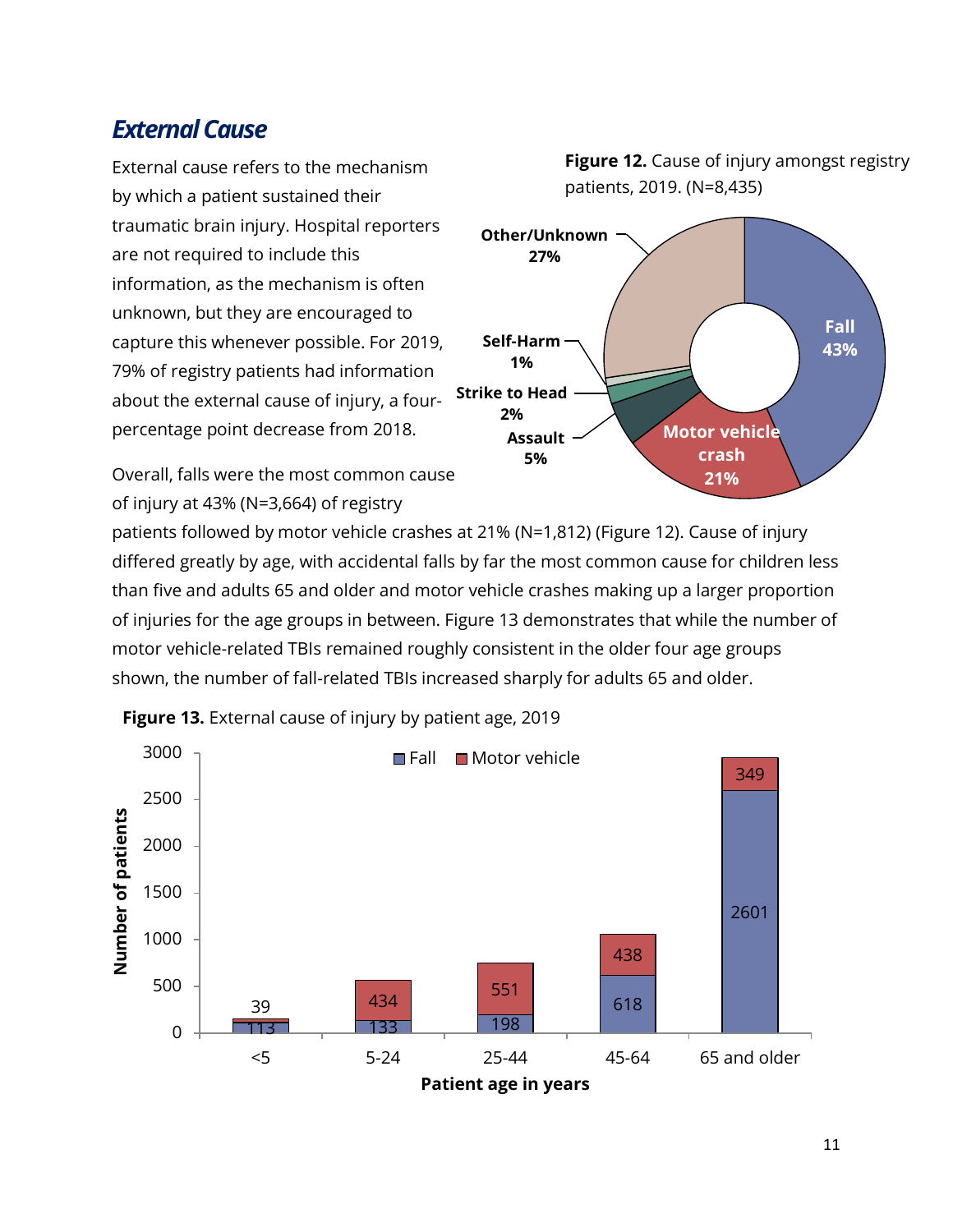## External Cause

External cause refers to the mechanism by which a patient sustained their traumatic brain injury. Hospital reporters are not required to include this information, as the mechanism is often unknown, but they are encouraged to capture this whenever possible. For 2019, 79% of registry patients had information about the external cause of injury, a four-percentage point decrease from 2018.

**Figure 12.** Cause of injury amongst registry patients, 2019. (N=8,435)

| Cause | Percent |
|---|---|
| Fall | 43% |
| Motor vehicle crash | 21% |
| Assault | 5% |
| Strike to Head | 2% |
| Self-Harm | 1% |
| Other/Unknown | 27% |

Overall, falls were the most common cause of injury at 43% (N=3,664) of registry patients followed by motor vehicle crashes at 21% (N=1,812) (Figure 12). Cause of injury differed greatly by age, with accidental falls by far the most common cause for children less than five and adults 65 and older and motor vehicle crashes making up a larger proportion of injuries for the age groups in between. Figure 13 demonstrates that while the number of motor vehicle-related TBIs remained roughly consistent in the older four age groups shown, the number of fall-related TBIs increased sharply for adults 65 and older.

**Figure 13.** External cause of injury by patient age, 2019

| Patient age in years | Fall | Motor vehicle |
|---|---|---|
| <5 | 113 | 39 |
| 5-24 | 133 | 434 |
| 25-44 | 198 | 551 |
| 45-64 | 618 | 438 |
| 65 and older | 2601 | 349 |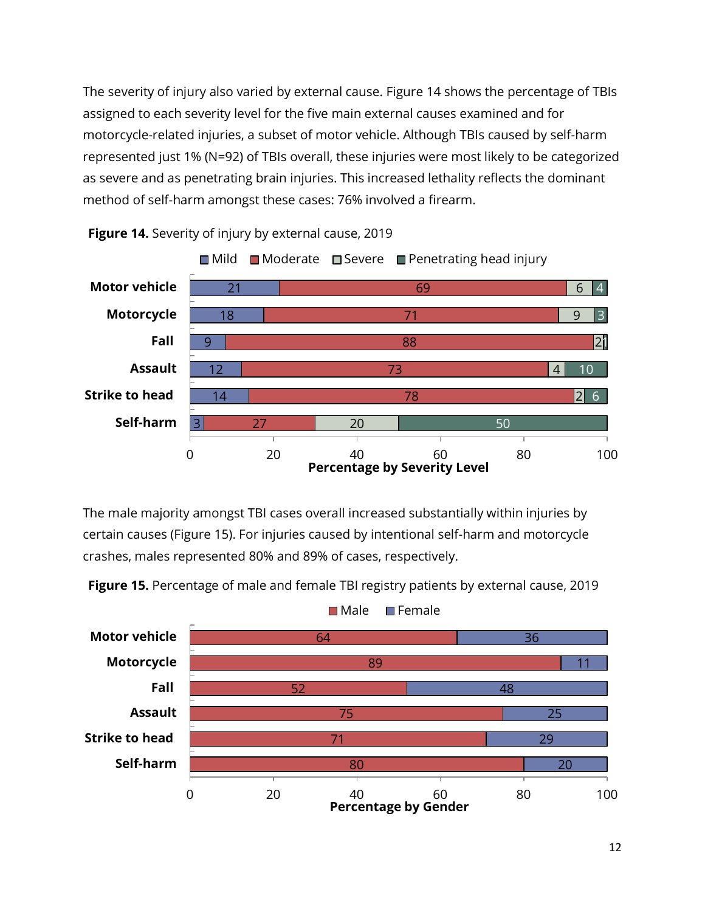The severity of injury also varied by external cause. Figure 14 shows the percentage of TBIs assigned to each severity level for the five main external causes examined and for motorcycle-related injuries, a subset of motor vehicle. Although TBIs caused by self-harm represented just 1% (N=92) of TBIs overall, these injuries were most likely to be categorized as severe and as penetrating brain injuries. This increased lethality reflects the dominant method of self-harm amongst these cases: 76% involved a firearm.

**Figure 14.** Severity of injury by external cause, 2019

| External cause | Mild | Moderate | Severe | Penetrating head injury |
|---|---|---|---|---|
| Motor vehicle | 21 | 69 | 6 | 4 |
| Motorcycle | 18 | 71 | 9 | 3 |
| Fall | 9 | 88 | 2 | 1 |
| Assault | 12 | 73 | 4 | 10 |
| Strike to head | 14 | 78 | 2 | 6 |
| Self-harm | 3 | 27 | 20 | 50 |

Percentage by Severity Level

The male majority amongst TBI cases overall increased substantially within injuries by certain causes (Figure 15). For injuries caused by intentional self-harm and motorcycle crashes, males represented 80% and 89% of cases, respectively.

**Figure 15.** Percentage of male and female TBI registry patients by external cause, 2019

| External cause | Male | Female |
|---|---|---|
| Motor vehicle | 64 | 36 |
| Motorcycle | 89 | 11 |
| Fall | 52 | 48 |
| Assault | 75 | 25 |
| Strike to head | 71 | 29 |
| Self-harm | 80 | 20 |

Percentage by Gender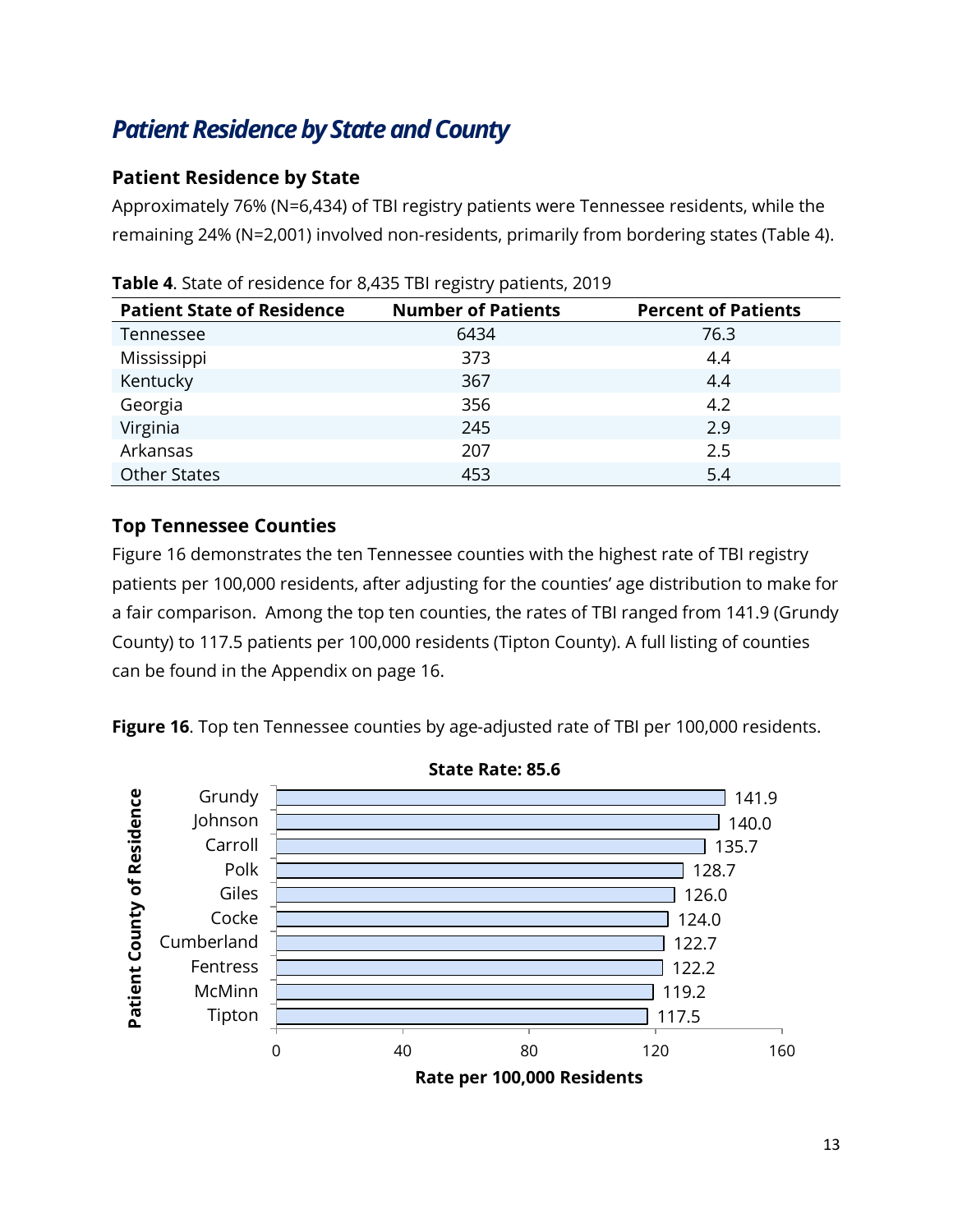# *Patient Residence by State and County*

## Patient Residence by State

Approximately 76% (N=6,434) of TBI registry patients were Tennessee residents, while the remaining 24% (N=2,001) involved non-residents, primarily from bordering states (Table 4).

**Table 4**. State of residence for 8,435 TBI registry patients, 2019

| Patient State of Residence | Number of Patients | Percent of Patients |
|---|---|---|
| Tennessee | 6434 | 76.3 |
| Mississippi | 373 | 4.4 |
| Kentucky | 367 | 4.4 |
| Georgia | 356 | 4.2 |
| Virginia | 245 | 2.9 |
| Arkansas | 207 | 2.5 |
| Other States | 453 | 5.4 |

## Top Tennessee Counties

Figure 16 demonstrates the ten Tennessee counties with the highest rate of TBI registry patients per 100,000 residents, after adjusting for the counties' age distribution to make for a fair comparison. Among the top ten counties, the rates of TBI ranged from 141.9 (Grundy County) to 117.5 patients per 100,000 residents (Tipton County). A full listing of counties can be found in the Appendix on page 16.

**Figure 16**. Top ten Tennessee counties by age-adjusted rate of TBI per 100,000 residents.

**State Rate: 85.6**

| Patient County of Residence | Rate per 100,000 Residents |
|---|---|
| Grundy | 141.9 |
| Johnson | 140.0 |
| Carroll | 135.7 |
| Polk | 128.7 |
| Giles | 126.0 |
| Cocke | 124.0 |
| Cumberland | 122.7 |
| Fentress | 122.2 |
| McMinn | 119.2 |
| Tipton | 117.5 |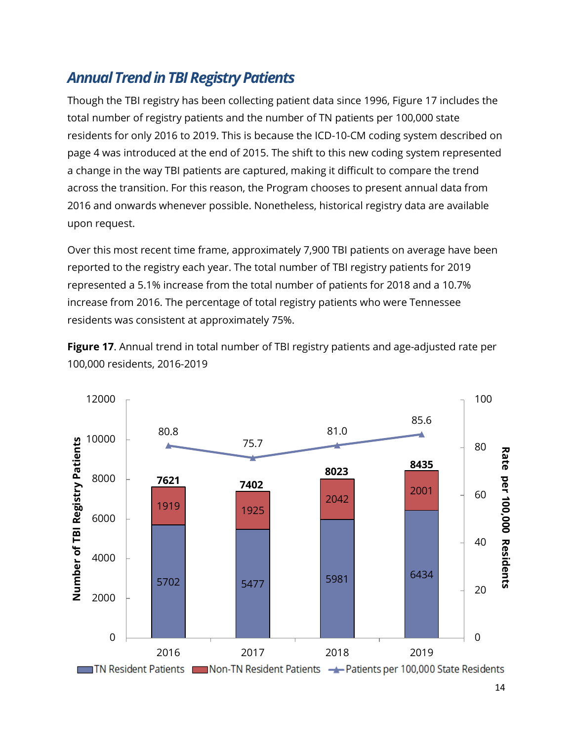## *Annual Trend in TBI Registry Patients*

Though the TBI registry has been collecting patient data since 1996, Figure 17 includes the total number of registry patients and the number of TN patients per 100,000 state residents for only 2016 to 2019. This is because the ICD-10-CM coding system described on page 4 was introduced at the end of 2015. The shift to this new coding system represented a change in the way TBI patients are captured, making it difficult to compare the trend across the transition. For this reason, the Program chooses to present annual data from 2016 and onwards whenever possible. Nonetheless, historical registry data are available upon request.

Over this most recent time frame, approximately 7,900 TBI patients on average have been reported to the registry each year. The total number of TBI registry patients for 2019 represented a 5.1% increase from the total number of patients for 2018 and a 10.7% increase from 2016. The percentage of total registry patients who were Tennessee residents was consistent at approximately 75%.

**Figure 17**. Annual trend in total number of TBI registry patients and age-adjusted rate per 100,000 residents, 2016-2019

| Year | TN Resident Patients | Non-TN Resident Patients | Total | Patients per 100,000 State Residents |
|---|---|---|---|---|
| 2016 | 5702 | 1919 | 7621 | 80.8 |
| 2017 | 5477 | 1925 | 7402 | 75.7 |
| 2018 | 5981 | 2042 | 8023 | 81.0 |
| 2019 | 6434 | 2001 | 8435 | 85.6 |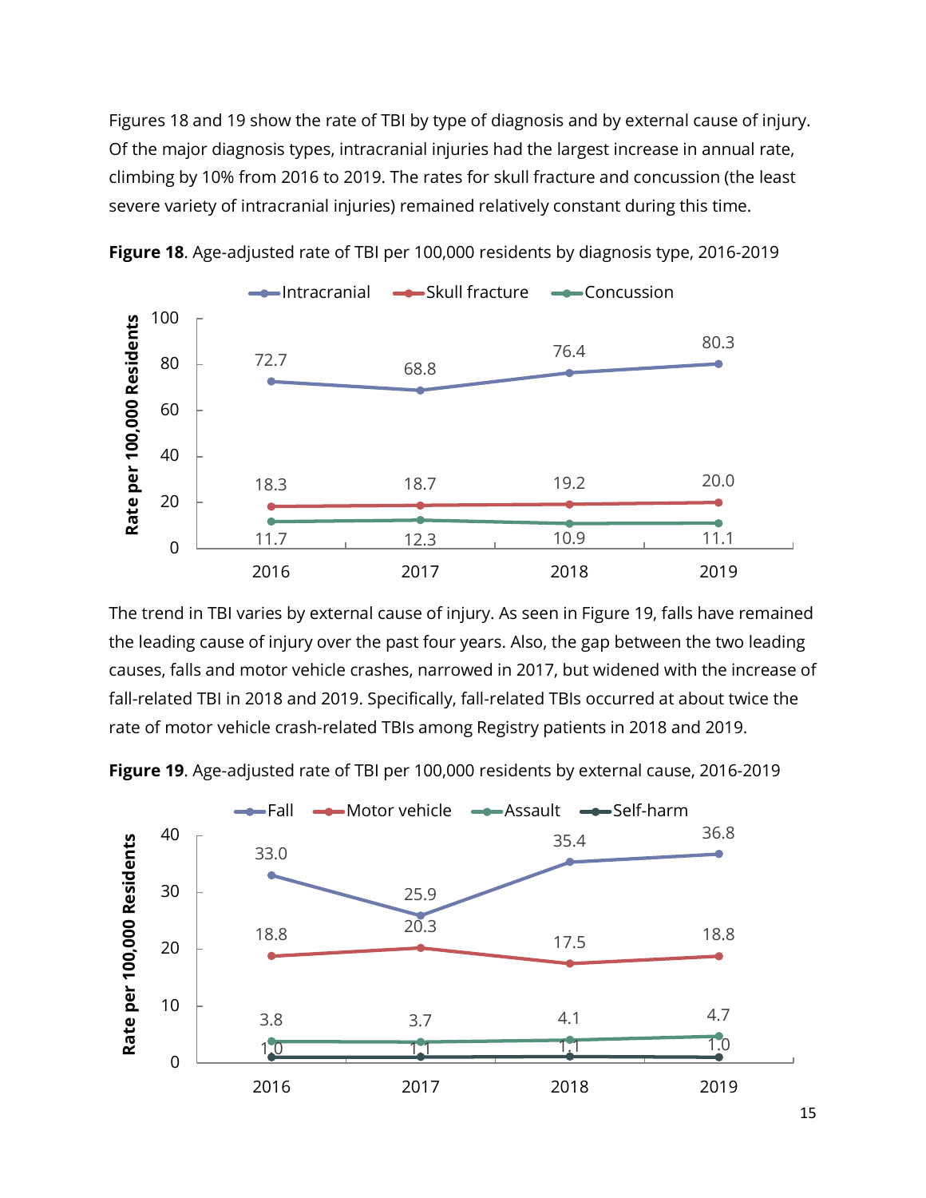Figures 18 and 19 show the rate of TBI by type of diagnosis and by external cause of injury. Of the major diagnosis types, intracranial injuries had the largest increase in annual rate, climbing by 10% from 2016 to 2019. The rates for skull fracture and concussion (the least severe variety of intracranial injuries) remained relatively constant during this time.

**Figure 18**. Age-adjusted rate of TBI per 100,000 residents by diagnosis type, 2016-2019

| | 2016 | 2017 | 2018 | 2019 |
|---|---|---|---|---|
| Intracranial | 72.7 | 68.8 | 76.4 | 80.3 |
| Skull fracture | 18.3 | 18.7 | 19.2 | 20.0 |
| Concussion | 11.7 | 12.3 | 10.9 | 11.1 |

The trend in TBI varies by external cause of injury. As seen in Figure 19, falls have remained the leading cause of injury over the past four years. Also, the gap between the two leading causes, falls and motor vehicle crashes, narrowed in 2017, but widened with the increase of fall-related TBI in 2018 and 2019. Specifically, fall-related TBIs occurred at about twice the rate of motor vehicle crash-related TBIs among Registry patients in 2018 and 2019.

**Figure 19**. Age-adjusted rate of TBI per 100,000 residents by external cause, 2016-2019

| | 2016 | 2017 | 2018 | 2019 |
|---|---|---|---|---|
| Fall | 33.0 | 25.9 | 35.4 | 36.8 |
| Motor vehicle | 18.8 | 20.3 | 17.5 | 18.8 |
| Assault | 3.8 | 3.7 | 4.1 | 4.7 |
| Self-harm | 1.0 | 1.1 | 1.1 | 1.0 |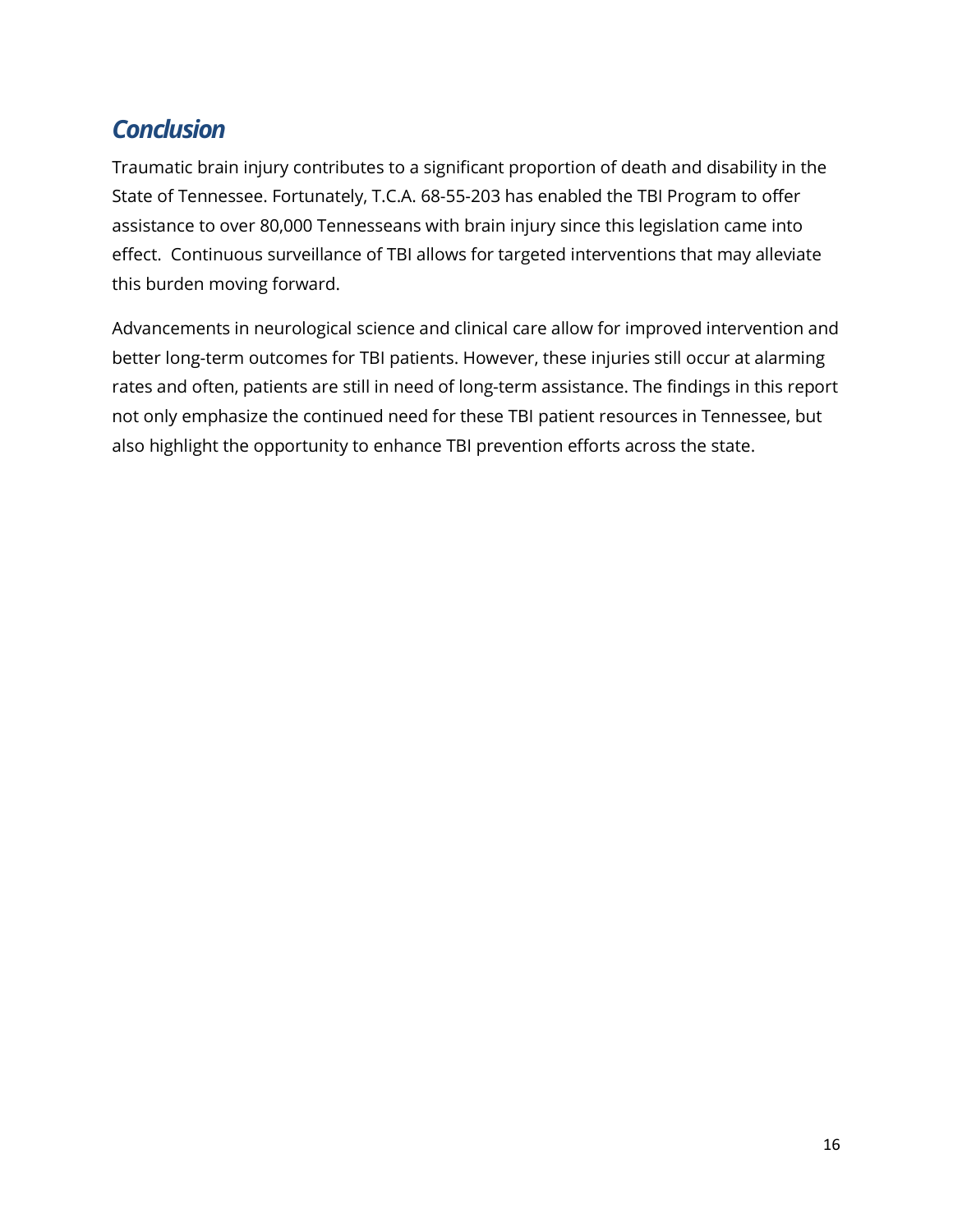## *Conclusion*

Traumatic brain injury contributes to a significant proportion of death and disability in the State of Tennessee. Fortunately, T.C.A. 68-55-203 has enabled the TBI Program to offer assistance to over 80,000 Tennesseans with brain injury since this legislation came into effect. Continuous surveillance of TBI allows for targeted interventions that may alleviate this burden moving forward.

Advancements in neurological science and clinical care allow for improved intervention and better long-term outcomes for TBI patients. However, these injuries still occur at alarming rates and often, patients are still in need of long-term assistance. The findings in this report not only emphasize the continued need for these TBI patient resources in Tennessee, but also highlight the opportunity to enhance TBI prevention efforts across the state.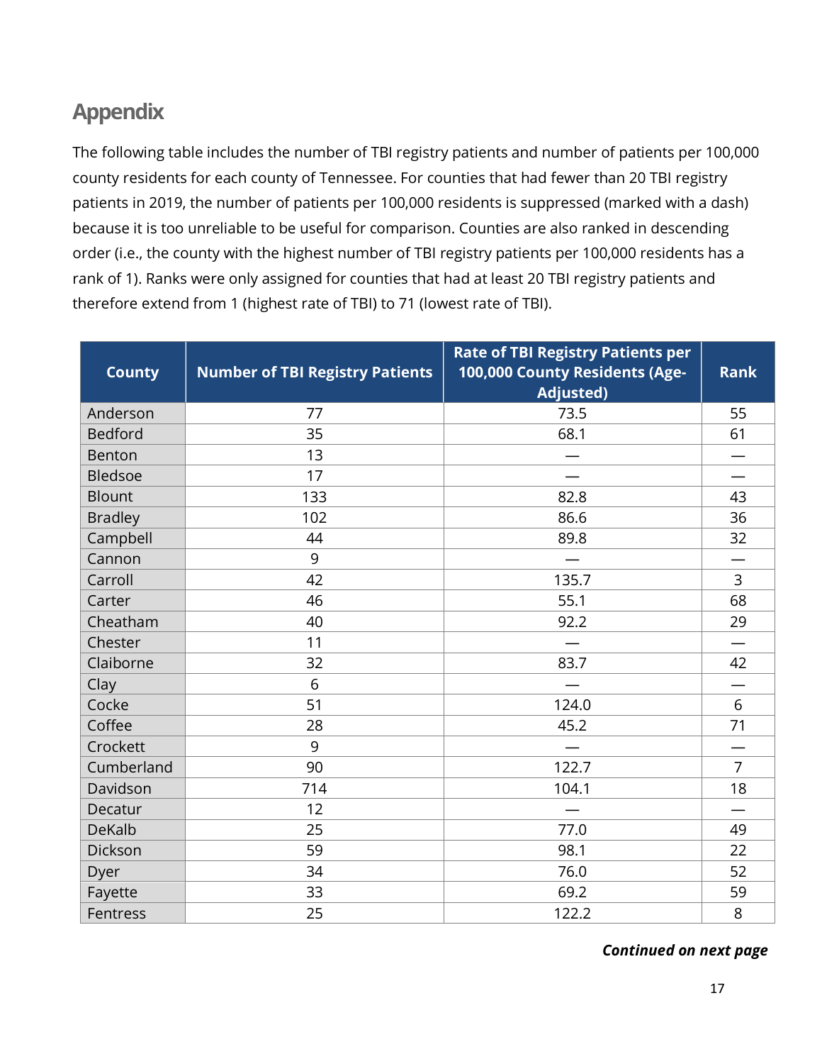## Appendix

The following table includes the number of TBI registry patients and number of patients per 100,000 county residents for each county of Tennessee. For counties that had fewer than 20 TBI registry patients in 2019, the number of patients per 100,000 residents is suppressed (marked with a dash) because it is too unreliable to be useful for comparison. Counties are also ranked in descending order (i.e., the county with the highest number of TBI registry patients per 100,000 residents has a rank of 1). Ranks were only assigned for counties that had at least 20 TBI registry patients and therefore extend from 1 (highest rate of TBI) to 71 (lowest rate of TBI).

| County | Number of TBI Registry Patients | Rate of TBI Registry Patients per 100,000 County Residents (Age-Adjusted) | Rank |
|---|---|---|---|
| Anderson | 77 | 73.5 | 55 |
| Bedford | 35 | 68.1 | 61 |
| Benton | 13 | — | — |
| Bledsoe | 17 | — | — |
| Blount | 133 | 82.8 | 43 |
| Bradley | 102 | 86.6 | 36 |
| Campbell | 44 | 89.8 | 32 |
| Cannon | 9 | — | — |
| Carroll | 42 | 135.7 | 3 |
| Carter | 46 | 55.1 | 68 |
| Cheatham | 40 | 92.2 | 29 |
| Chester | 11 | — | — |
| Claiborne | 32 | 83.7 | 42 |
| Clay | 6 | — | — |
| Cocke | 51 | 124.0 | 6 |
| Coffee | 28 | 45.2 | 71 |
| Crockett | 9 | — | — |
| Cumberland | 90 | 122.7 | 7 |
| Davidson | 714 | 104.1 | 18 |
| Decatur | 12 | — | — |
| DeKalb | 25 | 77.0 | 49 |
| Dickson | 59 | 98.1 | 22 |
| Dyer | 34 | 76.0 | 52 |
| Fayette | 33 | 69.2 | 59 |
| Fentress | 25 | 122.2 | 8 |

***Continued on next page***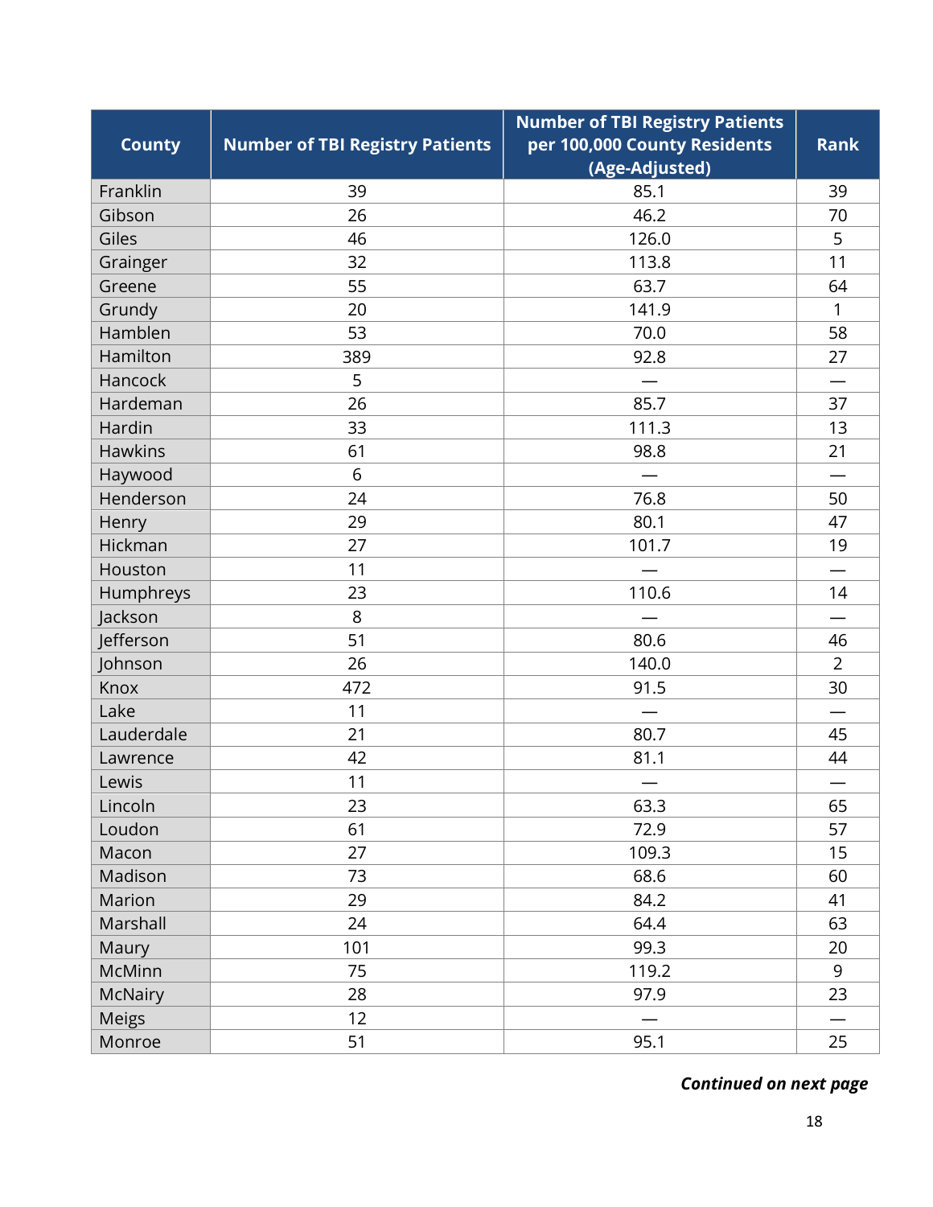| County | Number of TBI Registry Patients | Number of TBI Registry Patients per 100,000 County Residents (Age-Adjusted) | Rank |
|---|---|---|---|
| Franklin | 39 | 85.1 | 39 |
| Gibson | 26 | 46.2 | 70 |
| Giles | 46 | 126.0 | 5 |
| Grainger | 32 | 113.8 | 11 |
| Greene | 55 | 63.7 | 64 |
| Grundy | 20 | 141.9 | 1 |
| Hamblen | 53 | 70.0 | 58 |
| Hamilton | 389 | 92.8 | 27 |
| Hancock | 5 | — | — |
| Hardeman | 26 | 85.7 | 37 |
| Hardin | 33 | 111.3 | 13 |
| Hawkins | 61 | 98.8 | 21 |
| Haywood | 6 | — | — |
| Henderson | 24 | 76.8 | 50 |
| Henry | 29 | 80.1 | 47 |
| Hickman | 27 | 101.7 | 19 |
| Houston | 11 | — | — |
| Humphreys | 23 | 110.6 | 14 |
| Jackson | 8 | — | — |
| Jefferson | 51 | 80.6 | 46 |
| Johnson | 26 | 140.0 | 2 |
| Knox | 472 | 91.5 | 30 |
| Lake | 11 | — | — |
| Lauderdale | 21 | 80.7 | 45 |
| Lawrence | 42 | 81.1 | 44 |
| Lewis | 11 | — | — |
| Lincoln | 23 | 63.3 | 65 |
| Loudon | 61 | 72.9 | 57 |
| Macon | 27 | 109.3 | 15 |
| Madison | 73 | 68.6 | 60 |
| Marion | 29 | 84.2 | 41 |
| Marshall | 24 | 64.4 | 63 |
| Maury | 101 | 99.3 | 20 |
| McMinn | 75 | 119.2 | 9 |
| McNairy | 28 | 97.9 | 23 |
| Meigs | 12 | — | — |
| Monroe | 51 | 95.1 | 25 |

***Continued on next page***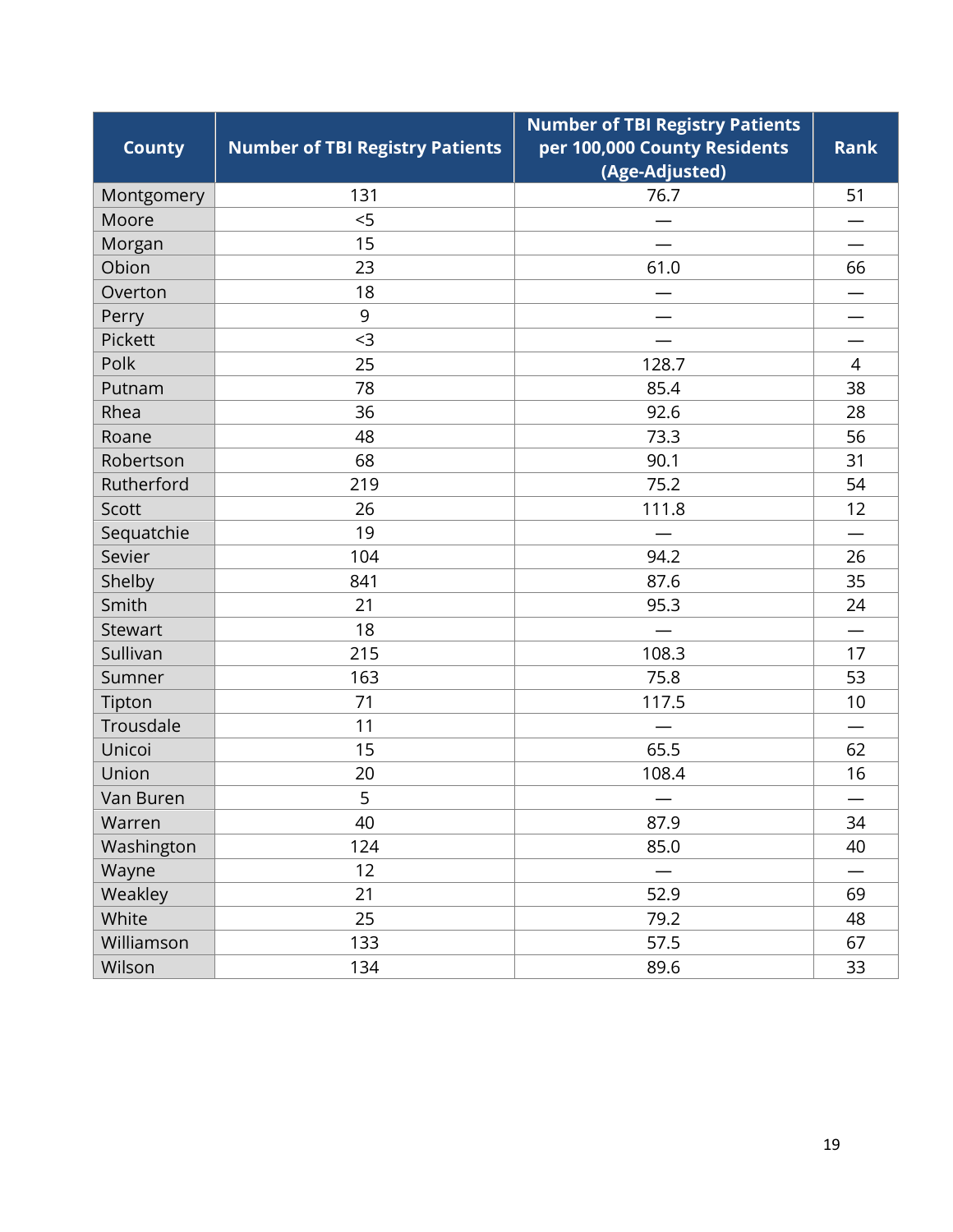| County | Number of TBI Registry Patients | Number of TBI Registry Patients per 100,000 County Residents (Age-Adjusted) | Rank |
|---|---|---|---|
| Montgomery | 131 | 76.7 | 51 |
| Moore | <5 | — | — |
| Morgan | 15 | — | — |
| Obion | 23 | 61.0 | 66 |
| Overton | 18 | — | — |
| Perry | 9 | — | — |
| Pickett | <3 | — | — |
| Polk | 25 | 128.7 | 4 |
| Putnam | 78 | 85.4 | 38 |
| Rhea | 36 | 92.6 | 28 |
| Roane | 48 | 73.3 | 56 |
| Robertson | 68 | 90.1 | 31 |
| Rutherford | 219 | 75.2 | 54 |
| Scott | 26 | 111.8 | 12 |
| Sequatchie | 19 | — | — |
| Sevier | 104 | 94.2 | 26 |
| Shelby | 841 | 87.6 | 35 |
| Smith | 21 | 95.3 | 24 |
| Stewart | 18 | — | — |
| Sullivan | 215 | 108.3 | 17 |
| Sumner | 163 | 75.8 | 53 |
| Tipton | 71 | 117.5 | 10 |
| Trousdale | 11 | — | — |
| Unicoi | 15 | 65.5 | 62 |
| Union | 20 | 108.4 | 16 |
| Van Buren | 5 | — | — |
| Warren | 40 | 87.9 | 34 |
| Washington | 124 | 85.0 | 40 |
| Wayne | 12 | — | — |
| Weakley | 21 | 52.9 | 69 |
| White | 25 | 79.2 | 48 |
| Williamson | 133 | 57.5 | 67 |
| Wilson | 134 | 89.6 | 33 |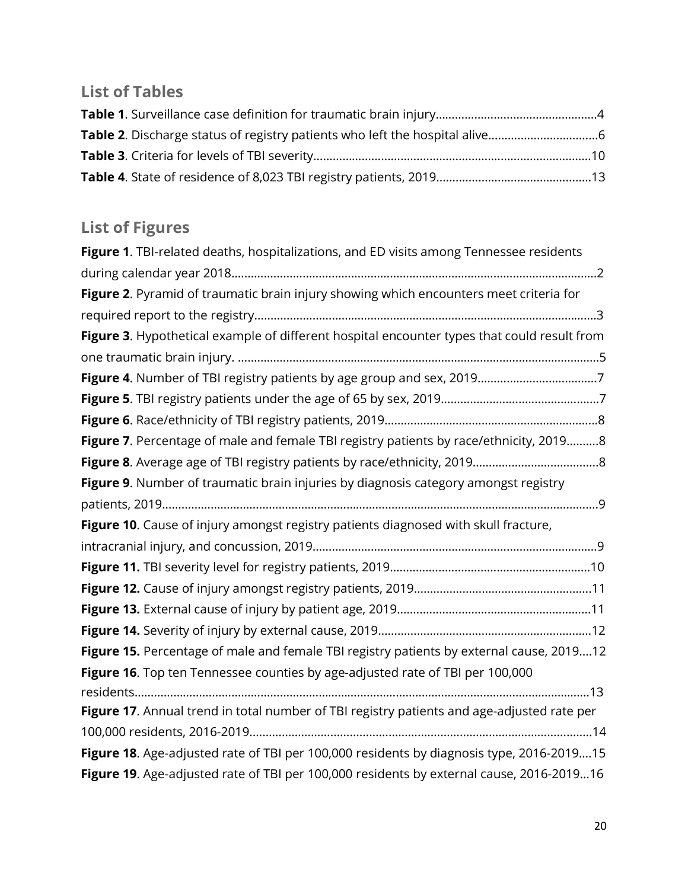## List of Tables

**Table 1**. Surveillance case definition for traumatic brain injury.........................................4

**Table 2**. Discharge status of registry patients who left the hospital alive.................................6

**Table 3**. Criteria for levels of TBI severity.....................................................................................10

**Table 4**. State of residence of 8,023 TBI registry patients, 2019...............................................13

## List of Figures

**Figure 1**. TBI-related deaths, hospitalizations, and ED visits among Tennessee residents during calendar year 2018.................................................................................................................2

**Figure 2**. Pyramid of traumatic brain injury showing which encounters meet criteria for required report to the registry.........................................................................................................3

**Figure 3**. Hypothetical example of different hospital encounter types that could result from one traumatic brain injury. ...............................................................................................................5

**Figure 4**. Number of TBI registry patients by age group and sex, 2019.....................................7

**Figure 5**. TBI registry patients under the age of 65 by sex, 2019.................................................7

**Figure 6**. Race/ethnicity of TBI registry patients, 2019..................................................................8

**Figure 7**. Percentage of male and female TBI registry patients by race/ethnicity, 2019..........8

**Figure 8**. Average age of TBI registry patients by race/ethnicity, 2019.......................................8

**Figure 9**. Number of traumatic brain injuries by diagnosis category amongst registry patients, 2019......................................................................................................................................9

**Figure 10**. Cause of injury amongst registry patients diagnosed with skull fracture, intracranial injury, and concussion, 2019........................................................................................9

**Figure 11.** TBI severity level for registry patients, 2019.............................................................10

**Figure 12.** Cause of injury amongst registry patients, 2019......................................................11

**Figure 13.** External cause of injury by patient age, 2019...........................................................11

**Figure 14.** Severity of injury by external cause, 2019.................................................................12

**Figure 15.** Percentage of male and female TBI registry patients by external cause, 2019....12

**Figure 16**. Top ten Tennessee counties by age-adjusted rate of TBI per 100,000 residents............................................................................................................................................13

**Figure 17**. Annual trend in total number of TBI registry patients and age-adjusted rate per 100,000 residents, 2016-2019..........................................................................................................14

**Figure 18**. Age-adjusted rate of TBI per 100,000 residents by diagnosis type, 2016-2019....15

**Figure 19**. Age-adjusted rate of TBI per 100,000 residents by external cause, 2016-2019...16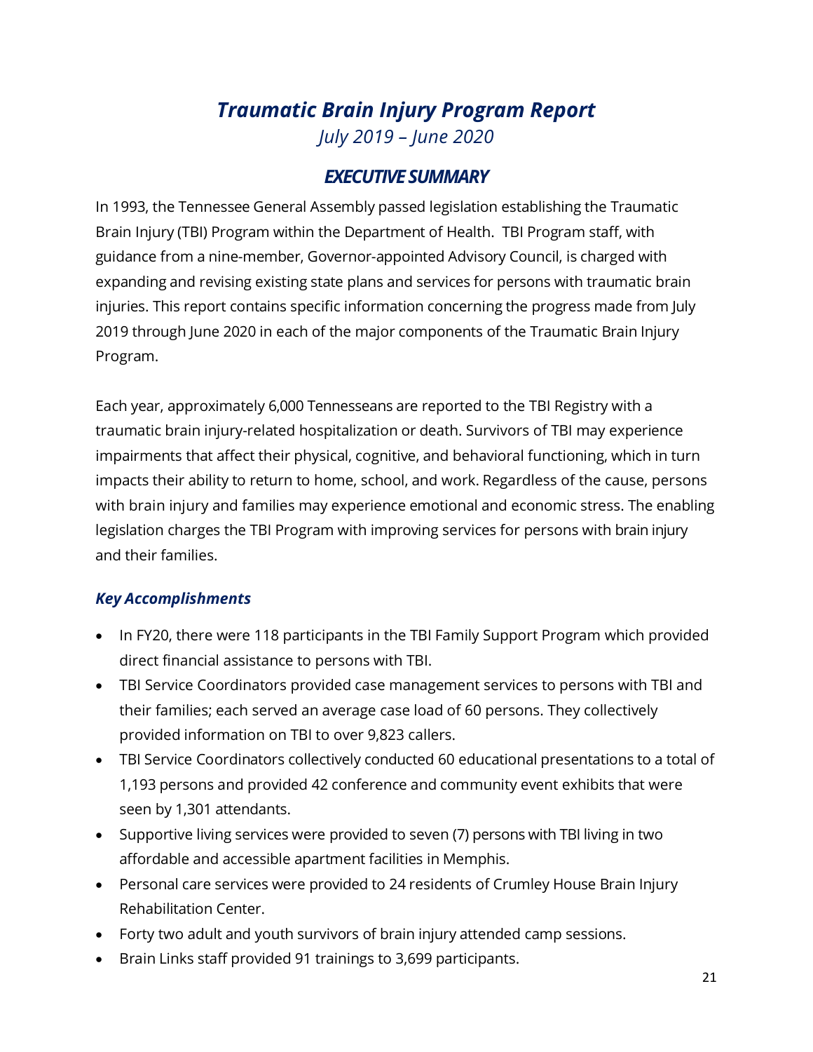# *Traumatic Brain Injury Program Report*

*July 2019 – June 2020*

## *EXECUTIVE SUMMARY*

In 1993, the Tennessee General Assembly passed legislation establishing the Traumatic Brain Injury (TBI) Program within the Department of Health. TBI Program staff, with guidance from a nine-member, Governor-appointed Advisory Council, is charged with expanding and revising existing state plans and services for persons with traumatic brain injuries. This report contains specific information concerning the progress made from July 2019 through June 2020 in each of the major components of the Traumatic Brain Injury Program.

Each year, approximately 6,000 Tennesseans are reported to the TBI Registry with a traumatic brain injury-related hospitalization or death. Survivors of TBI may experience impairments that affect their physical, cognitive, and behavioral functioning, which in turn impacts their ability to return to home, school, and work. Regardless of the cause, persons with brain injury and families may experience emotional and economic stress. The enabling legislation charges the TBI Program with improving services for persons with brain injury and their families.

### *Key Accomplishments*

- In FY20, there were 118 participants in the TBI Family Support Program which provided direct financial assistance to persons with TBI.
- TBI Service Coordinators provided case management services to persons with TBI and their families; each served an average case load of 60 persons. They collectively provided information on TBI to over 9,823 callers.
- TBI Service Coordinators collectively conducted 60 educational presentations to a total of 1,193 persons and provided 42 conference and community event exhibits that were seen by 1,301 attendants.
- Supportive living services were provided to seven (7) persons with TBI living in two affordable and accessible apartment facilities in Memphis.
- Personal care services were provided to 24 residents of Crumley House Brain Injury Rehabilitation Center.
- Forty two adult and youth survivors of brain injury attended camp sessions.
- Brain Links staff provided 91 trainings to 3,699 participants.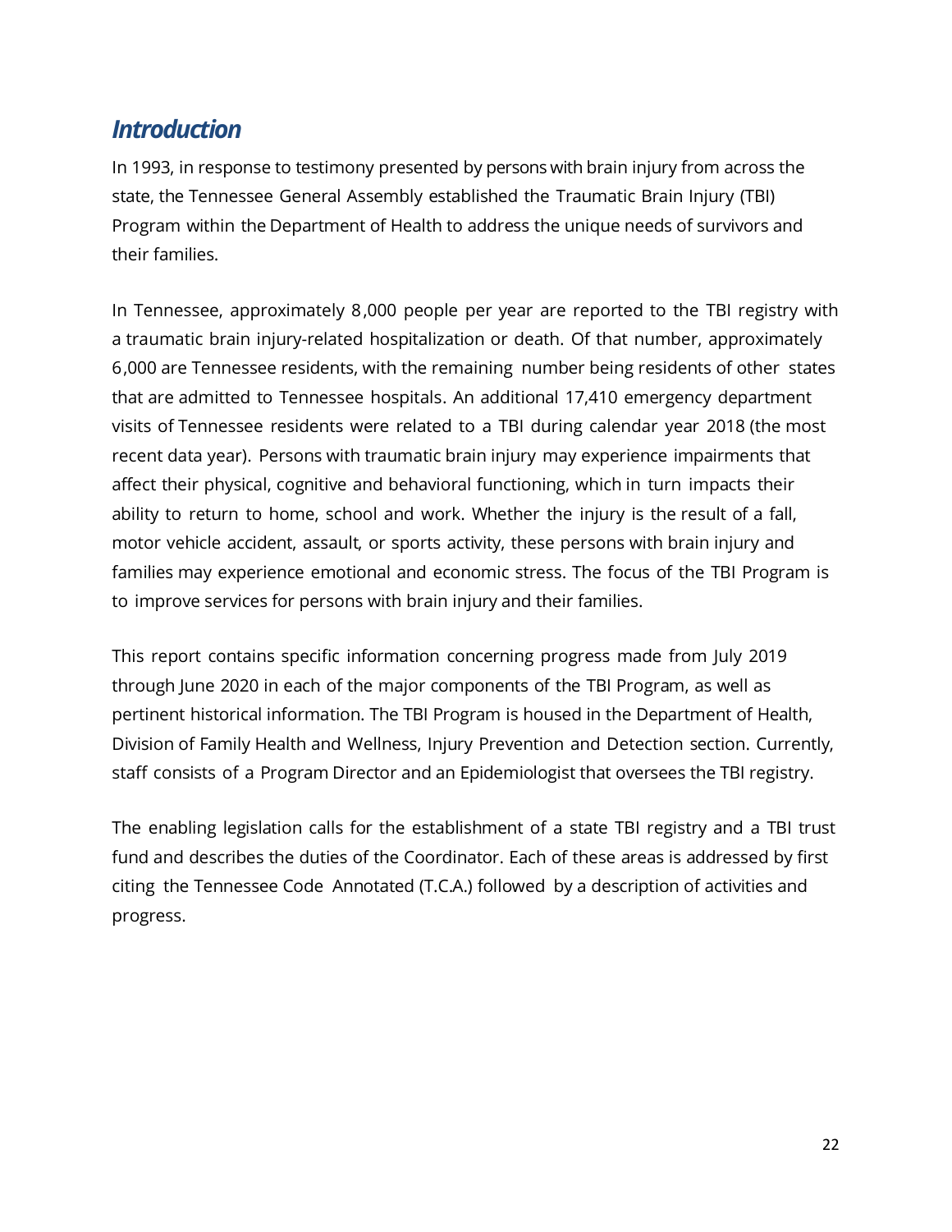## *Introduction*

In 1993, in response to testimony presented by persons with brain injury from across the state, the Tennessee General Assembly established the Traumatic Brain Injury (TBI) Program within the Department of Health to address the unique needs of survivors and their families.

In Tennessee, approximately 8,000 people per year are reported to the TBI registry with a traumatic brain injury-related hospitalization or death. Of that number, approximately 6,000 are Tennessee residents, with the remaining number being residents of other states that are admitted to Tennessee hospitals. An additional 17,410 emergency department visits of Tennessee residents were related to a TBI during calendar year 2018 (the most recent data year). Persons with traumatic brain injury may experience impairments that affect their physical, cognitive and behavioral functioning, which in turn impacts their ability to return to home, school and work. Whether the injury is the result of a fall, motor vehicle accident, assault, or sports activity, these persons with brain injury and families may experience emotional and economic stress. The focus of the TBI Program is to improve services for persons with brain injury and their families.

This report contains specific information concerning progress made from July 2019 through June 2020 in each of the major components of the TBI Program, as well as pertinent historical information. The TBI Program is housed in the Department of Health, Division of Family Health and Wellness, Injury Prevention and Detection section. Currently, staff consists of a Program Director and an Epidemiologist that oversees the TBI registry.

The enabling legislation calls for the establishment of a state TBI registry and a TBI trust fund and describes the duties of the Coordinator. Each of these areas is addressed by first citing the Tennessee Code Annotated (T.C.A.) followed by a description of activities and progress.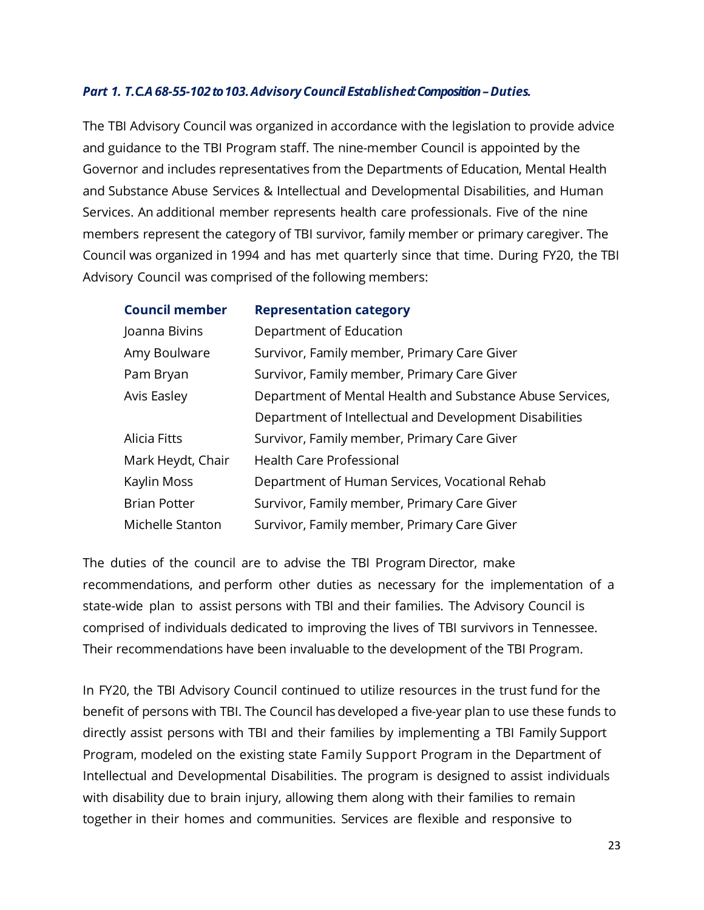***Part 1. T.C.A 68-55-102 to 103. Advisory Council Established: Composition – Duties.***

The TBI Advisory Council was organized in accordance with the legislation to provide advice and guidance to the TBI Program staff. The nine-member Council is appointed by the Governor and includes representatives from the Departments of Education, Mental Health and Substance Abuse Services & Intellectual and Developmental Disabilities, and Human Services. An additional member represents health care professionals. Five of the nine members represent the category of TBI survivor, family member or primary caregiver. The Council was organized in 1994 and has met quarterly since that time. During FY20, the TBI Advisory Council was comprised of the following members:

| Council member | Representation category |
| --- | --- |
| Joanna Bivins | Department of Education |
| Amy Boulware | Survivor, Family member, Primary Care Giver |
| Pam Bryan | Survivor, Family member, Primary Care Giver |
| Avis Easley | Department of Mental Health and Substance Abuse Services, Department of Intellectual and Development Disabilities |
| Alicia Fitts | Survivor, Family member, Primary Care Giver |
| Mark Heydt, Chair | Health Care Professional |
| Kaylin Moss | Department of Human Services, Vocational Rehab |
| Brian Potter | Survivor, Family member, Primary Care Giver |
| Michelle Stanton | Survivor, Family member, Primary Care Giver |

The duties of the council are to advise the TBI Program Director, make recommendations, and perform other duties as necessary for the implementation of a state-wide plan to assist persons with TBI and their families. The Advisory Council is comprised of individuals dedicated to improving the lives of TBI survivors in Tennessee. Their recommendations have been invaluable to the development of the TBI Program.

In FY20, the TBI Advisory Council continued to utilize resources in the trust fund for the benefit of persons with TBI. The Council has developed a five-year plan to use these funds to directly assist persons with TBI and their families by implementing a TBI Family Support Program, modeled on the existing state Family Support Program in the Department of Intellectual and Developmental Disabilities. The program is designed to assist individuals with disability due to brain injury, allowing them along with their families to remain together in their homes and communities. Services are flexible and responsive to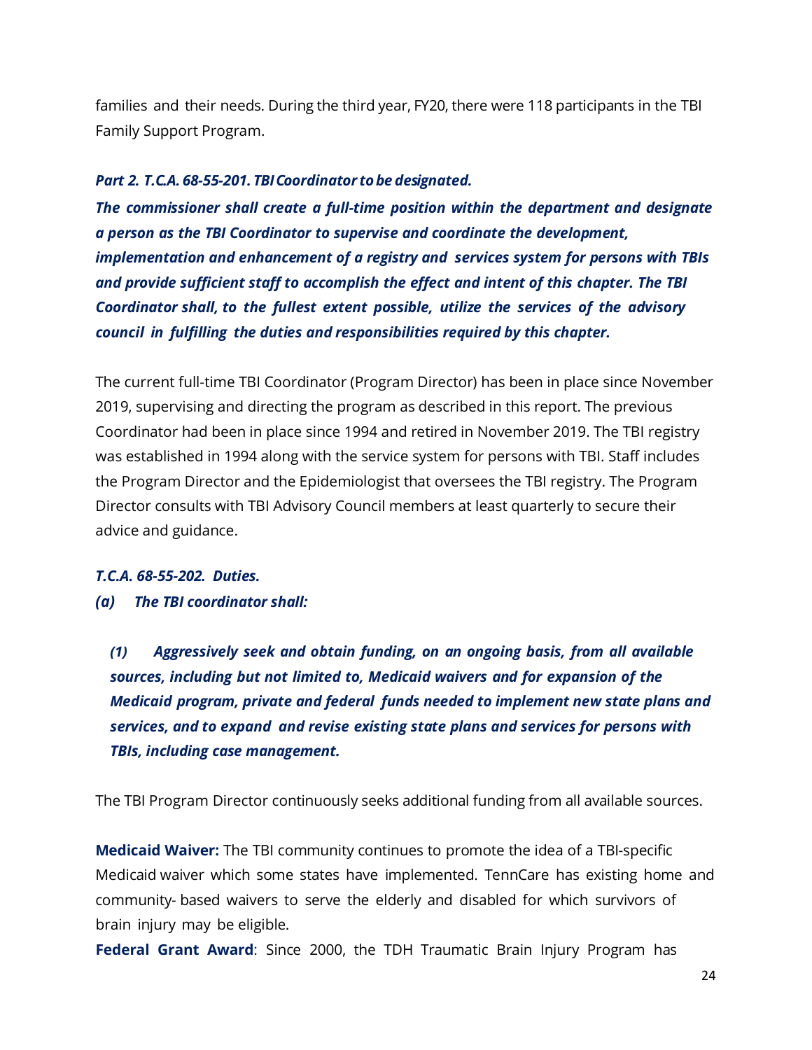families and their needs. During the third year, FY20, there were 118 participants in the TBI Family Support Program.

***Part 2. T.C.A. 68-55-201. TBI Coordinator to be designated.***

***The commissioner shall create a full-time position within the department and designate a person as the TBI Coordinator to supervise and coordinate the development, implementation and enhancement of a registry and services system for persons with TBIs and provide sufficient staff to accomplish the effect and intent of this chapter. The TBI Coordinator shall, to the fullest extent possible, utilize the services of the advisory council in fulfilling the duties and responsibilities required by this chapter.***

The current full-time TBI Coordinator (Program Director) has been in place since November 2019, supervising and directing the program as described in this report. The previous Coordinator had been in place since 1994 and retired in November 2019. The TBI registry was established in 1994 along with the service system for persons with TBI. Staff includes the Program Director and the Epidemiologist that oversees the TBI registry. The Program Director consults with TBI Advisory Council members at least quarterly to secure their advice and guidance.

***T.C.A. 68-55-202. Duties.***

***(a) The TBI coordinator shall:***

> ***(1) Aggressively seek and obtain funding, on an ongoing basis, from all available sources, including but not limited to, Medicaid waivers and for expansion of the Medicaid program, private and federal funds needed to implement new state plans and services, and to expand and revise existing state plans and services for persons with TBIs, including case management.***

The TBI Program Director continuously seeks additional funding from all available sources.

**Medicaid Waiver:** The TBI community continues to promote the idea of a TBI-specific Medicaid waiver which some states have implemented. TennCare has existing home and community- based waivers to serve the elderly and disabled for which survivors of brain injury may be eligible.

**Federal Grant Award**: Since 2000, the TDH Traumatic Brain Injury Program has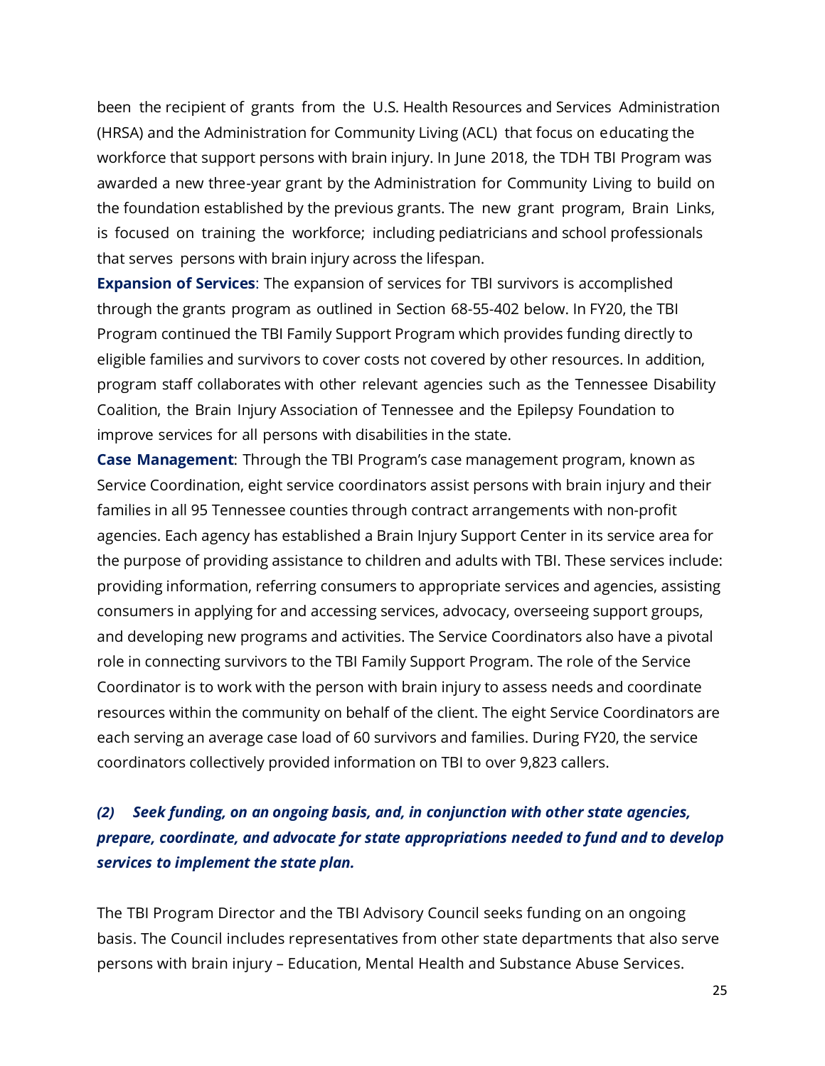been the recipient of grants from the U.S. Health Resources and Services Administration (HRSA) and the Administration for Community Living (ACL) that focus on educating the workforce that support persons with brain injury. In June 2018, the TDH TBI Program was awarded a new three-year grant by the Administration for Community Living to build on the foundation established by the previous grants. The new grant program, Brain Links, is focused on training the workforce; including pediatricians and school professionals that serves persons with brain injury across the lifespan.

**Expansion of Services**: The expansion of services for TBI survivors is accomplished through the grants program as outlined in Section 68-55-402 below. In FY20, the TBI Program continued the TBI Family Support Program which provides funding directly to eligible families and survivors to cover costs not covered by other resources. In addition, program staff collaborates with other relevant agencies such as the Tennessee Disability Coalition, the Brain Injury Association of Tennessee and the Epilepsy Foundation to improve services for all persons with disabilities in the state.

**Case Management**: Through the TBI Program's case management program, known as Service Coordination, eight service coordinators assist persons with brain injury and their families in all 95 Tennessee counties through contract arrangements with non-profit agencies. Each agency has established a Brain Injury Support Center in its service area for the purpose of providing assistance to children and adults with TBI. These services include: providing information, referring consumers to appropriate services and agencies, assisting consumers in applying for and accessing services, advocacy, overseeing support groups, and developing new programs and activities. The Service Coordinators also have a pivotal role in connecting survivors to the TBI Family Support Program. The role of the Service Coordinator is to work with the person with brain injury to assess needs and coordinate resources within the community on behalf of the client. The eight Service Coordinators are each serving an average case load of 60 survivors and families. During FY20, the service coordinators collectively provided information on TBI to over 9,823 callers.

### *(2) Seek funding, on an ongoing basis, and, in conjunction with other state agencies, prepare, coordinate, and advocate for state appropriations needed to fund and to develop services to implement the state plan.*

The TBI Program Director and the TBI Advisory Council seeks funding on an ongoing basis. The Council includes representatives from other state departments that also serve persons with brain injury – Education, Mental Health and Substance Abuse Services.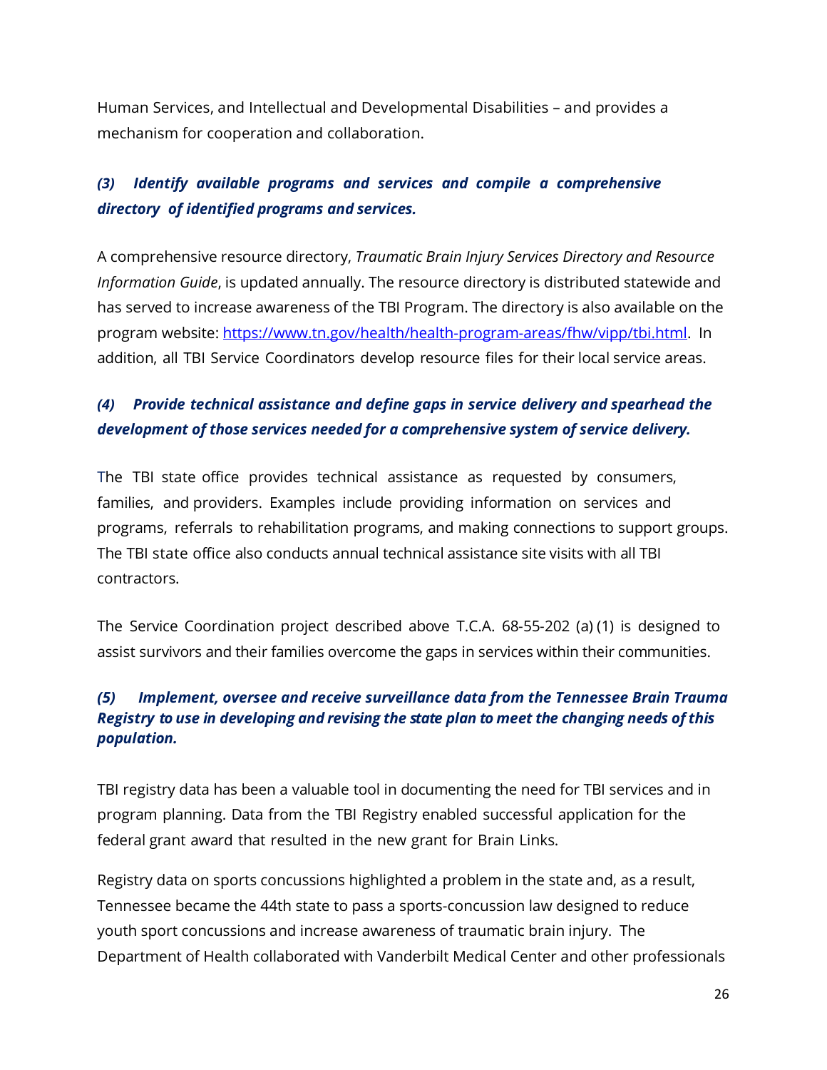Human Services, and Intellectual and Developmental Disabilities – and provides a mechanism for cooperation and collaboration.

***(3) Identify available programs and services and compile a comprehensive directory of identified programs and services.***

A comprehensive resource directory, *Traumatic Brain Injury Services Directory and Resource Information Guide*, is updated annually. The resource directory is distributed statewide and has served to increase awareness of the TBI Program. The directory is also available on the program website: https://www.tn.gov/health/health-program-areas/fhw/vipp/tbi.html. In addition, all TBI Service Coordinators develop resource files for their local service areas.

***(4) Provide technical assistance and define gaps in service delivery and spearhead the development of those services needed for a comprehensive system of service delivery.***

The TBI state office provides technical assistance as requested by consumers, families, and providers. Examples include providing information on services and programs, referrals to rehabilitation programs, and making connections to support groups. The TBI state office also conducts annual technical assistance site visits with all TBI contractors.

The Service Coordination project described above T.C.A. 68-55-202 (a) (1) is designed to assist survivors and their families overcome the gaps in services within their communities.

***(5) Implement, oversee and receive surveillance data from the Tennessee Brain Trauma Registry to use in developing and revising the state plan to meet the changing needs of this population.***

TBI registry data has been a valuable tool in documenting the need for TBI services and in program planning. Data from the TBI Registry enabled successful application for the federal grant award that resulted in the new grant for Brain Links.

Registry data on sports concussions highlighted a problem in the state and, as a result, Tennessee became the 44th state to pass a sports-concussion law designed to reduce youth sport concussions and increase awareness of traumatic brain injury. The Department of Health collaborated with Vanderbilt Medical Center and other professionals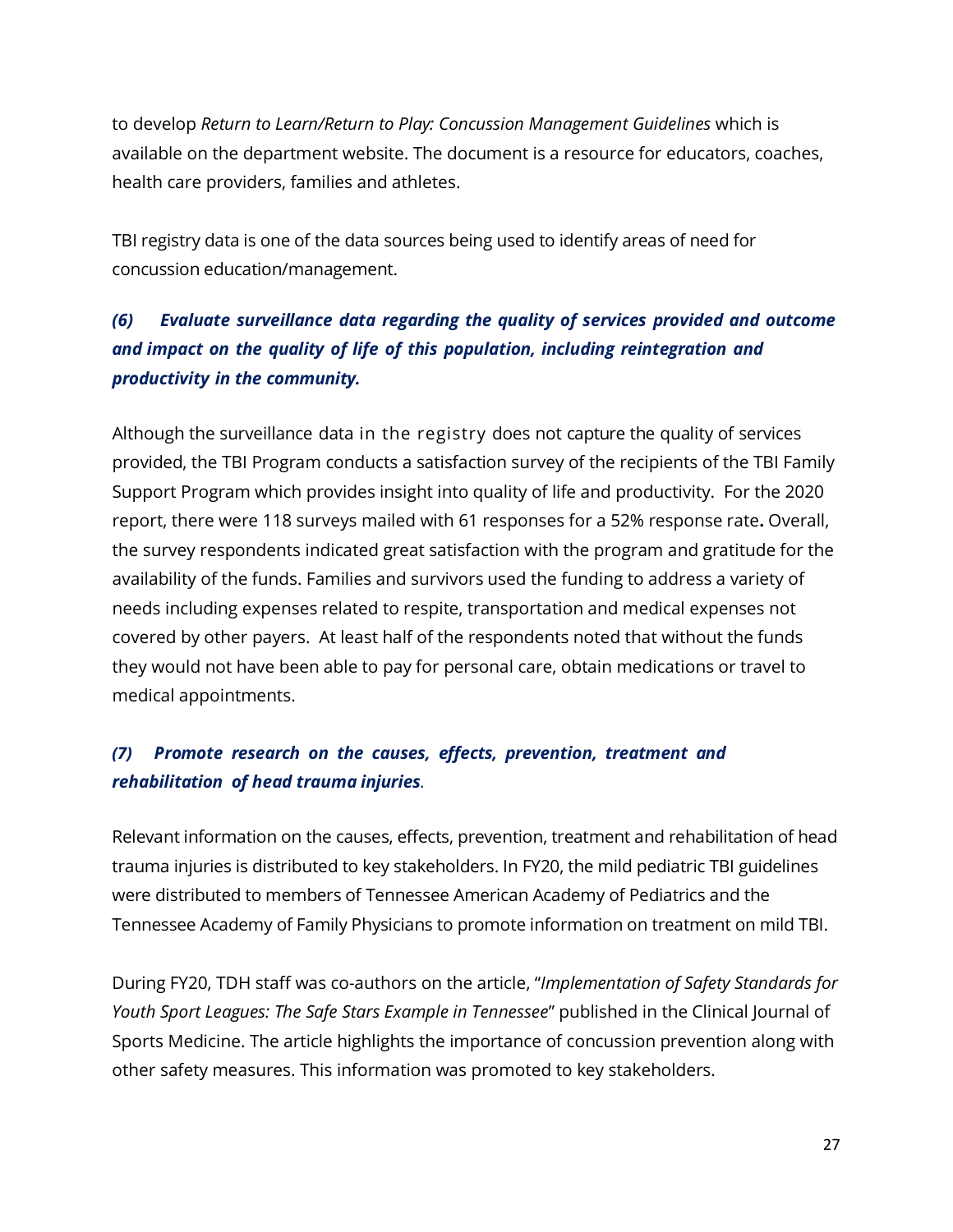to develop *Return to Learn/Return to Play: Concussion Management Guidelines* which is available on the department website. The document is a resource for educators, coaches, health care providers, families and athletes.

TBI registry data is one of the data sources being used to identify areas of need for concussion education/management.

### *(6) Evaluate surveillance data regarding the quality of services provided and outcome and impact on the quality of life of this population, including reintegration and productivity in the community.*

Although the surveillance data in the registry does not capture the quality of services provided, the TBI Program conducts a satisfaction survey of the recipients of the TBI Family Support Program which provides insight into quality of life and productivity. For the 2020 report, there were 118 surveys mailed with 61 responses for a 52% response rate**.** Overall, the survey respondents indicated great satisfaction with the program and gratitude for the availability of the funds. Families and survivors used the funding to address a variety of needs including expenses related to respite, transportation and medical expenses not covered by other payers. At least half of the respondents noted that without the funds they would not have been able to pay for personal care, obtain medications or travel to medical appointments.

### *(7) Promote research on the causes, effects, prevention, treatment and rehabilitation of head trauma injuries.*

Relevant information on the causes, effects, prevention, treatment and rehabilitation of head trauma injuries is distributed to key stakeholders. In FY20, the mild pediatric TBI guidelines were distributed to members of Tennessee American Academy of Pediatrics and the Tennessee Academy of Family Physicians to promote information on treatment on mild TBI.

During FY20, TDH staff was co-authors on the article, "*Implementation of Safety Standards for Youth Sport Leagues: The Safe Stars Example in Tennessee*" published in the Clinical Journal of Sports Medicine. The article highlights the importance of concussion prevention along with other safety measures. This information was promoted to key stakeholders.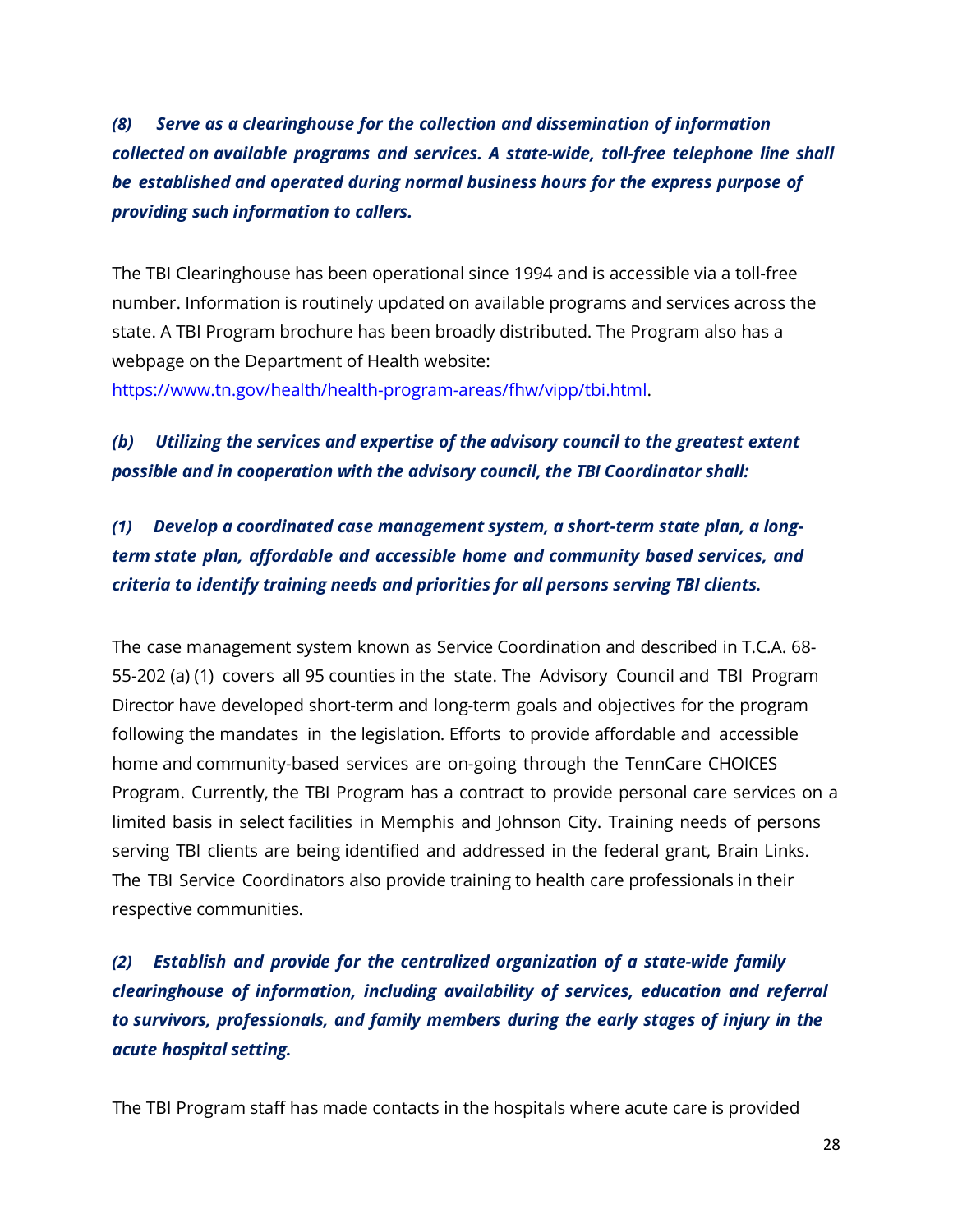***(8) Serve as a clearinghouse for the collection and dissemination of information collected on available programs and services. A state-wide, toll-free telephone line shall be established and operated during normal business hours for the express purpose of providing such information to callers.***

The TBI Clearinghouse has been operational since 1994 and is accessible via a toll-free number. Information is routinely updated on available programs and services across the state. A TBI Program brochure has been broadly distributed. The Program also has a webpage on the Department of Health website: https://www.tn.gov/health/health-program-areas/fhw/vipp/tbi.html.

***(b) Utilizing the services and expertise of the advisory council to the greatest extent possible and in cooperation with the advisory council, the TBI Coordinator shall:***

***(1) Develop a coordinated case management system, a short-term state plan, a long-term state plan, affordable and accessible home and community based services, and criteria to identify training needs and priorities for all persons serving TBI clients.***

The case management system known as Service Coordination and described in T.C.A. 68-55-202 (a) (1) covers all 95 counties in the state. The Advisory Council and TBI Program Director have developed short-term and long-term goals and objectives for the program following the mandates in the legislation. Efforts to provide affordable and accessible home and community-based services are on-going through the TennCare CHOICES Program. Currently, the TBI Program has a contract to provide personal care services on a limited basis in select facilities in Memphis and Johnson City. Training needs of persons serving TBI clients are being identified and addressed in the federal grant, Brain Links. The TBI Service Coordinators also provide training to health care professionals in their respective communities.

***(2) Establish and provide for the centralized organization of a state-wide family clearinghouse of information, including availability of services, education and referral to survivors, professionals, and family members during the early stages of injury in the acute hospital setting.***

The TBI Program staff has made contacts in the hospitals where acute care is provided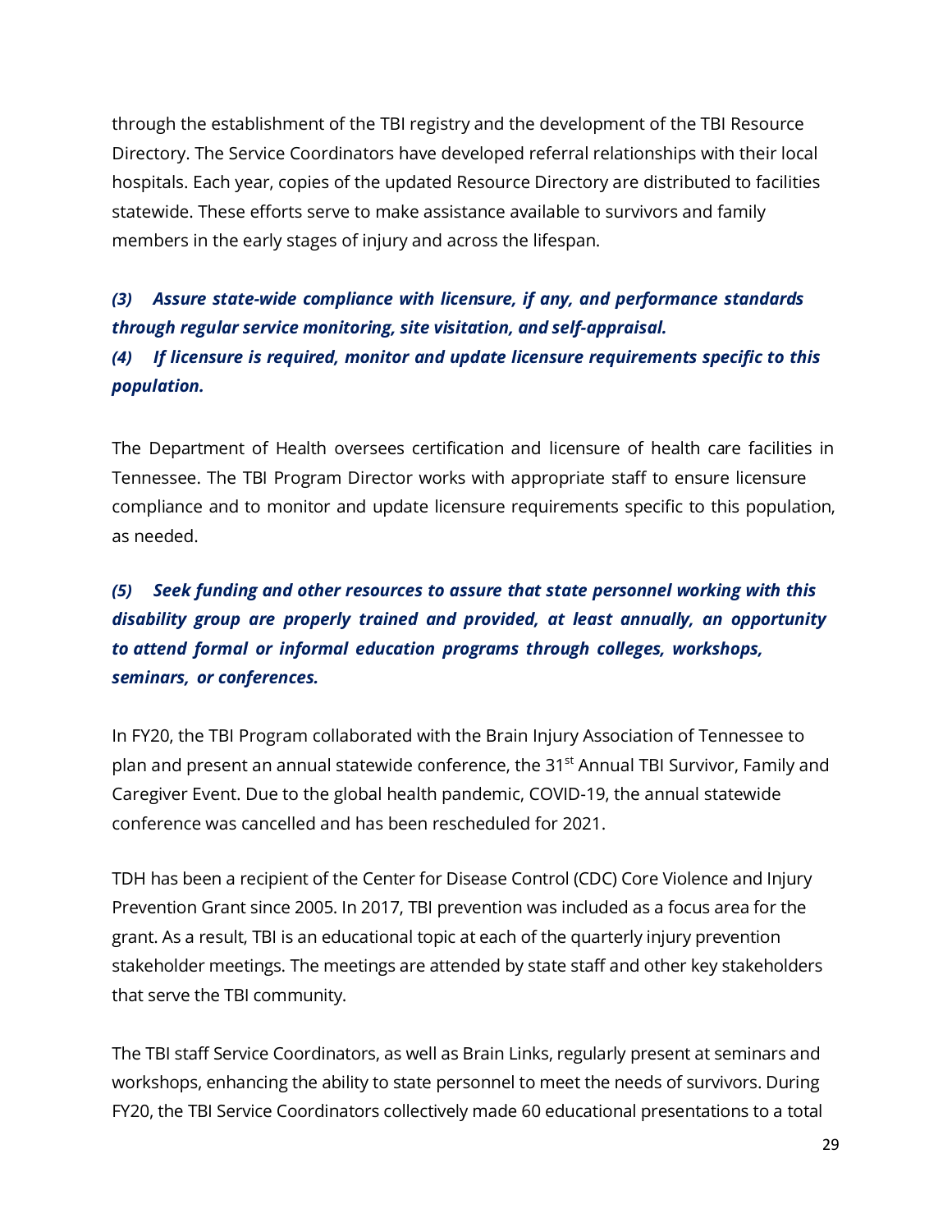through the establishment of the TBI registry and the development of the TBI Resource Directory. The Service Coordinators have developed referral relationships with their local hospitals. Each year, copies of the updated Resource Directory are distributed to facilities statewide. These efforts serve to make assistance available to survivors and family members in the early stages of injury and across the lifespan.

***(3) Assure state-wide compliance with licensure, if any, and performance standards through regular service monitoring, site visitation, and self-appraisal.***

***(4) If licensure is required, monitor and update licensure requirements specific to this population.***

The Department of Health oversees certification and licensure of health care facilities in Tennessee. The TBI Program Director works with appropriate staff to ensure licensure compliance and to monitor and update licensure requirements specific to this population, as needed.

***(5) Seek funding and other resources to assure that state personnel working with this disability group are properly trained and provided, at least annually, an opportunity to attend formal or informal education programs through colleges, workshops, seminars, or conferences.***

In FY20, the TBI Program collaborated with the Brain Injury Association of Tennessee to plan and present an annual statewide conference, the 31st Annual TBI Survivor, Family and Caregiver Event. Due to the global health pandemic, COVID-19, the annual statewide conference was cancelled and has been rescheduled for 2021.

TDH has been a recipient of the Center for Disease Control (CDC) Core Violence and Injury Prevention Grant since 2005. In 2017, TBI prevention was included as a focus area for the grant. As a result, TBI is an educational topic at each of the quarterly injury prevention stakeholder meetings. The meetings are attended by state staff and other key stakeholders that serve the TBI community.

The TBI staff Service Coordinators, as well as Brain Links, regularly present at seminars and workshops, enhancing the ability to state personnel to meet the needs of survivors. During FY20, the TBI Service Coordinators collectively made 60 educational presentations to a total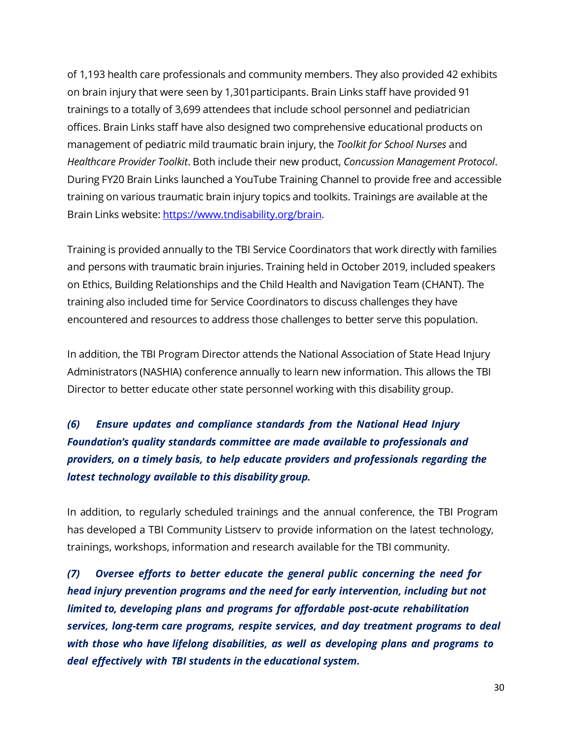of 1,193 health care professionals and community members. They also provided 42 exhibits on brain injury that were seen by 1,301participants. Brain Links staff have provided 91 trainings to a totally of 3,699 attendees that include school personnel and pediatrician offices. Brain Links staff have also designed two comprehensive educational products on management of pediatric mild traumatic brain injury, the *Toolkit for School Nurses* and *Healthcare Provider Toolkit*. Both include their new product, *Concussion Management Protocol*. During FY20 Brain Links launched a YouTube Training Channel to provide free and accessible training on various traumatic brain injury topics and toolkits. Trainings are available at the Brain Links website: [https://www.tndisability.org/brain](https://www.tndisability.org/brain).

Training is provided annually to the TBI Service Coordinators that work directly with families and persons with traumatic brain injuries. Training held in October 2019, included speakers on Ethics, Building Relationships and the Child Health and Navigation Team (CHANT). The training also included time for Service Coordinators to discuss challenges they have encountered and resources to address those challenges to better serve this population.

In addition, the TBI Program Director attends the National Association of State Head Injury Administrators (NASHIA) conference annually to learn new information. This allows the TBI Director to better educate other state personnel working with this disability group.

***(6) Ensure updates and compliance standards from the National Head Injury Foundation's quality standards committee are made available to professionals and providers, on a timely basis, to help educate providers and professionals regarding the latest technology available to this disability group.***

In addition, to regularly scheduled trainings and the annual conference, the TBI Program has developed a TBI Community Listserv to provide information on the latest technology, trainings, workshops, information and research available for the TBI community.

***(7) Oversee efforts to better educate the general public concerning the need for head injury prevention programs and the need for early intervention, including but not limited to, developing plans and programs for affordable post-acute rehabilitation services, long-term care programs, respite services, and day treatment programs to deal with those who have lifelong disabilities, as well as developing plans and programs to deal effectively with TBI students in the educational system.***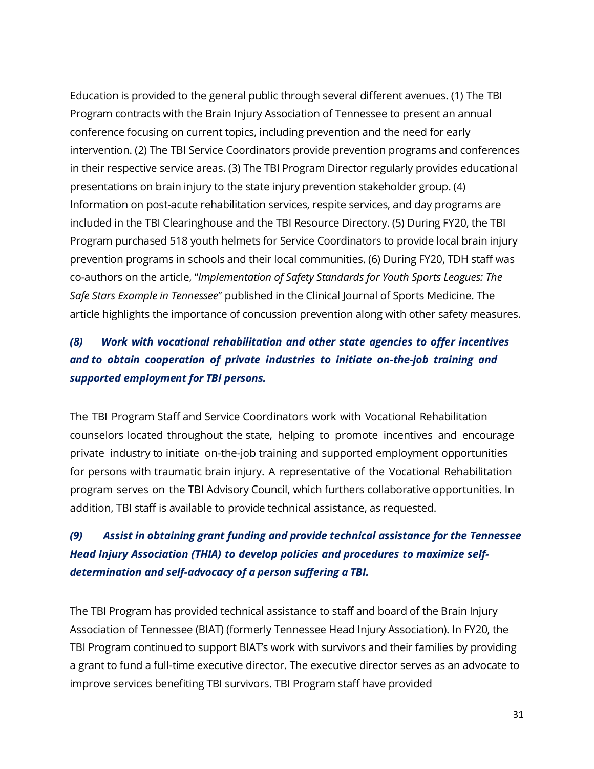Education is provided to the general public through several different avenues. (1) The TBI Program contracts with the Brain Injury Association of Tennessee to present an annual conference focusing on current topics, including prevention and the need for early intervention. (2) The TBI Service Coordinators provide prevention programs and conferences in their respective service areas. (3) The TBI Program Director regularly provides educational presentations on brain injury to the state injury prevention stakeholder group. (4) Information on post-acute rehabilitation services, respite services, and day programs are included in the TBI Clearinghouse and the TBI Resource Directory. (5) During FY20, the TBI Program purchased 518 youth helmets for Service Coordinators to provide local brain injury prevention programs in schools and their local communities. (6) During FY20, TDH staff was co-authors on the article, "*Implementation of Safety Standards for Youth Sports Leagues: The Safe Stars Example in Tennessee*" published in the Clinical Journal of Sports Medicine. The article highlights the importance of concussion prevention along with other safety measures.

### *(8) Work with vocational rehabilitation and other state agencies to offer incentives and to obtain cooperation of private industries to initiate on-the-job training and supported employment for TBI persons.*

The TBI Program Staff and Service Coordinators work with Vocational Rehabilitation counselors located throughout the state, helping to promote incentives and encourage private industry to initiate on-the-job training and supported employment opportunities for persons with traumatic brain injury. A representative of the Vocational Rehabilitation program serves on the TBI Advisory Council, which furthers collaborative opportunities. In addition, TBI staff is available to provide technical assistance, as requested.

### *(9) Assist in obtaining grant funding and provide technical assistance for the Tennessee Head Injury Association (THIA) to develop policies and procedures to maximize self-determination and self-advocacy of a person suffering a TBI.*

The TBI Program has provided technical assistance to staff and board of the Brain Injury Association of Tennessee (BIAT) (formerly Tennessee Head Injury Association). In FY20, the TBI Program continued to support BIAT's work with survivors and their families by providing a grant to fund a full-time executive director. The executive director serves as an advocate to improve services benefiting TBI survivors. TBI Program staff have provided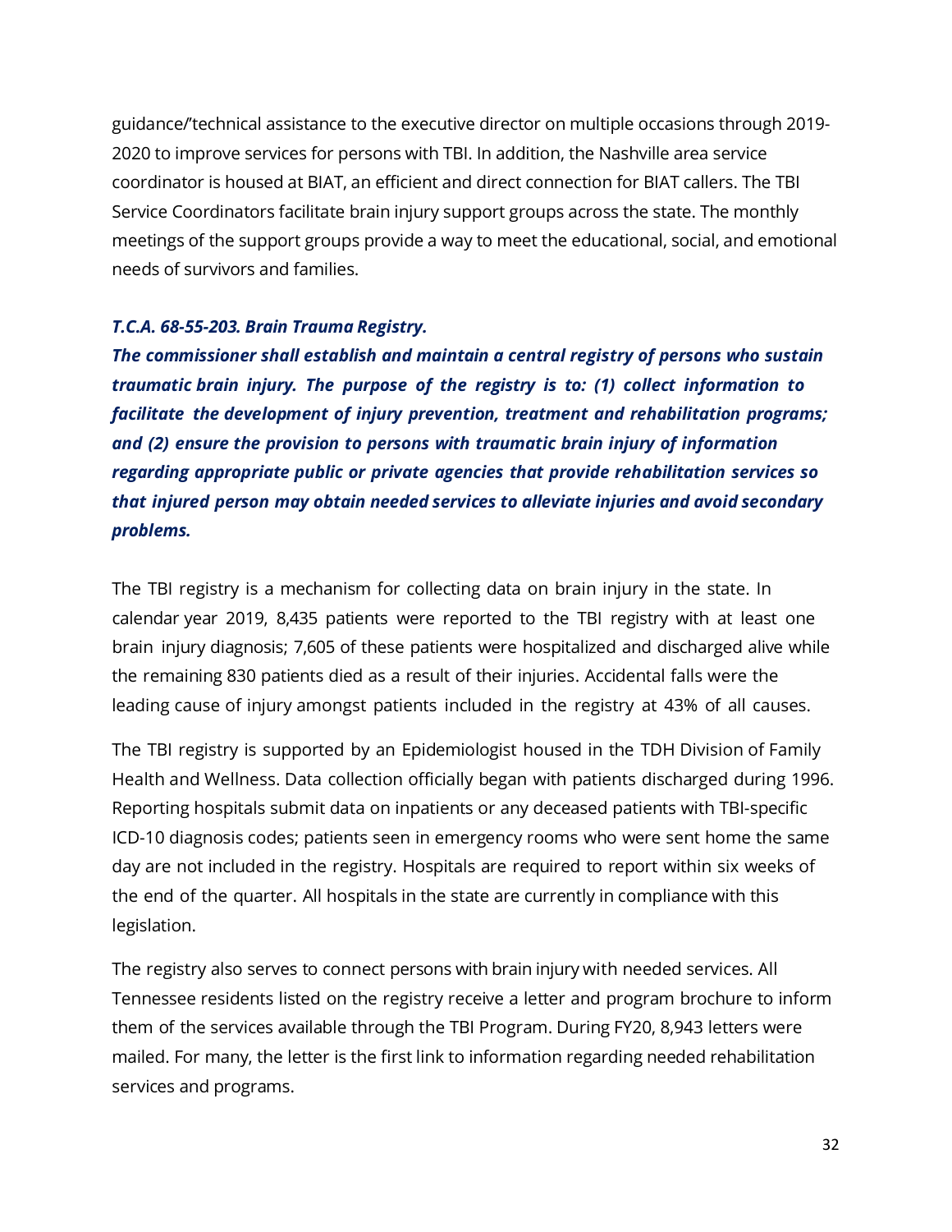guidance/'technical assistance to the executive director on multiple occasions through 2019-2020 to improve services for persons with TBI. In addition, the Nashville area service coordinator is housed at BIAT, an efficient and direct connection for BIAT callers. The TBI Service Coordinators facilitate brain injury support groups across the state. The monthly meetings of the support groups provide a way to meet the educational, social, and emotional needs of survivors and families.

***T.C.A. 68-55-203. Brain Trauma Registry.***

***The commissioner shall establish and maintain a central registry of persons who sustain traumatic brain injury. The purpose of the registry is to: (1) collect information to facilitate the development of injury prevention, treatment and rehabilitation programs; and (2) ensure the provision to persons with traumatic brain injury of information regarding appropriate public or private agencies that provide rehabilitation services so that injured person may obtain needed services to alleviate injuries and avoid secondary problems.***

The TBI registry is a mechanism for collecting data on brain injury in the state. In calendar year 2019, 8,435 patients were reported to the TBI registry with at least one brain injury diagnosis; 7,605 of these patients were hospitalized and discharged alive while the remaining 830 patients died as a result of their injuries. Accidental falls were the leading cause of injury amongst patients included in the registry at 43% of all causes.

The TBI registry is supported by an Epidemiologist housed in the TDH Division of Family Health and Wellness. Data collection officially began with patients discharged during 1996. Reporting hospitals submit data on inpatients or any deceased patients with TBI-specific ICD-10 diagnosis codes; patients seen in emergency rooms who were sent home the same day are not included in the registry. Hospitals are required to report within six weeks of the end of the quarter. All hospitals in the state are currently in compliance with this legislation.

The registry also serves to connect persons with brain injury with needed services. All Tennessee residents listed on the registry receive a letter and program brochure to inform them of the services available through the TBI Program. During FY20, 8,943 letters were mailed. For many, the letter is the first link to information regarding needed rehabilitation services and programs.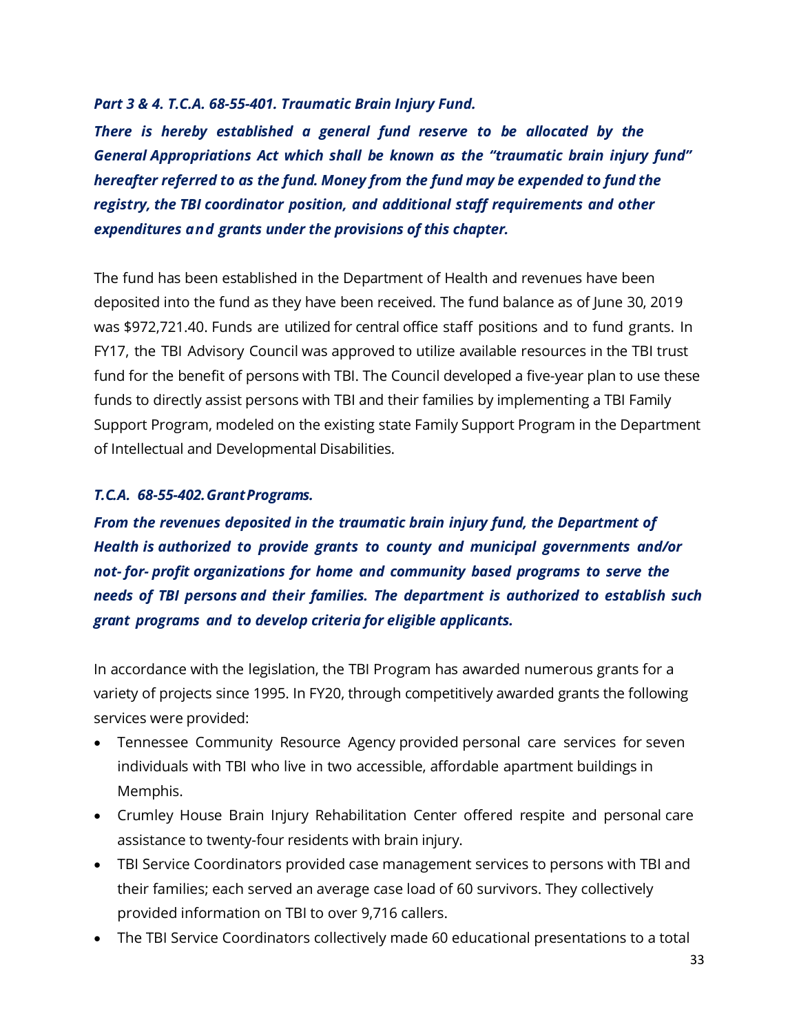***Part 3 & 4. T.C.A. 68-55-401. Traumatic Brain Injury Fund.***

***There is hereby established a general fund reserve to be allocated by the General Appropriations Act which shall be known as the "traumatic brain injury fund" hereafter referred to as the fund. Money from the fund may be expended to fund the registry, the TBI coordinator position, and additional staff requirements and other expenditures and grants under the provisions of this chapter.***

The fund has been established in the Department of Health and revenues have been deposited into the fund as they have been received. The fund balance as of June 30, 2019 was $972,721.40. Funds are utilized for central office staff positions and to fund grants. In FY17, the TBI Advisory Council was approved to utilize available resources in the TBI trust fund for the benefit of persons with TBI. The Council developed a five-year plan to use these funds to directly assist persons with TBI and their families by implementing a TBI Family Support Program, modeled on the existing state Family Support Program in the Department of Intellectual and Developmental Disabilities.

***T.C.A. 68-55-402. Grant Programs.***

***From the revenues deposited in the traumatic brain injury fund, the Department of Health is authorized to provide grants to county and municipal governments and/or not- for- profit organizations for home and community based programs to serve the needs of TBI persons and their families. The department is authorized to establish such grant programs and to develop criteria for eligible applicants.***

In accordance with the legislation, the TBI Program has awarded numerous grants for a variety of projects since 1995. In FY20, through competitively awarded grants the following services were provided:

- Tennessee Community Resource Agency provided personal care services for seven individuals with TBI who live in two accessible, affordable apartment buildings in Memphis.
- Crumley House Brain Injury Rehabilitation Center offered respite and personal care assistance to twenty-four residents with brain injury.
- TBI Service Coordinators provided case management services to persons with TBI and their families; each served an average case load of 60 survivors. They collectively provided information on TBI to over 9,716 callers.
- The TBI Service Coordinators collectively made 60 educational presentations to a total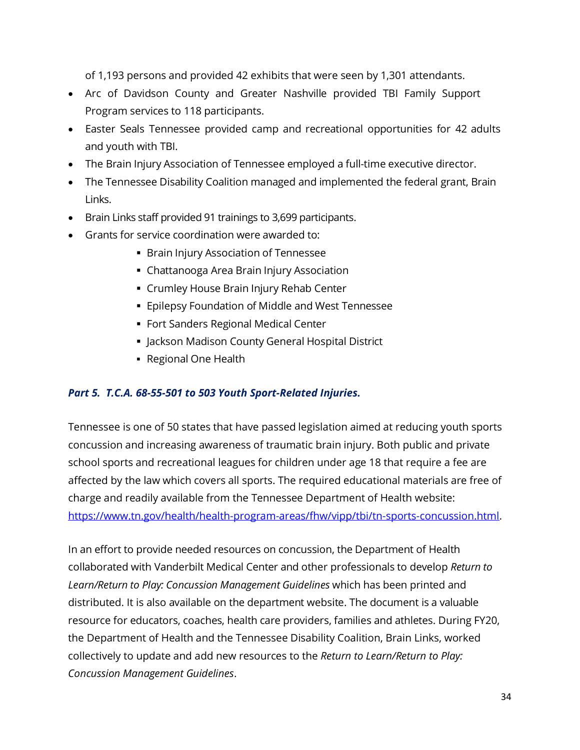of 1,193 persons and provided 42 exhibits that were seen by 1,301 attendants.

- Arc of Davidson County and Greater Nashville provided TBI Family Support Program services to 118 participants.
- Easter Seals Tennessee provided camp and recreational opportunities for 42 adults and youth with TBI.
- The Brain Injury Association of Tennessee employed a full-time executive director.
- The Tennessee Disability Coalition managed and implemented the federal grant, Brain Links.
- Brain Links staff provided 91 trainings to 3,699 participants.
- Grants for service coordination were awarded to:
    - Brain Injury Association of Tennessee
    - Chattanooga Area Brain Injury Association
    - Crumley House Brain Injury Rehab Center
    - Epilepsy Foundation of Middle and West Tennessee
    - Fort Sanders Regional Medical Center
    - Jackson Madison County General Hospital District
    - Regional One Health

### *Part 5. T.C.A. 68-55-501 to 503 Youth Sport-Related Injuries.*

Tennessee is one of 50 states that have passed legislation aimed at reducing youth sports concussion and increasing awareness of traumatic brain injury. Both public and private school sports and recreational leagues for children under age 18 that require a fee are affected by the law which covers all sports. The required educational materials are free of charge and readily available from the Tennessee Department of Health website: https://www.tn.gov/health/health-program-areas/fhw/vipp/tbi/tn-sports-concussion.html.

In an effort to provide needed resources on concussion, the Department of Health collaborated with Vanderbilt Medical Center and other professionals to develop *Return to Learn/Return to Play: Concussion Management Guidelines* which has been printed and distributed. It is also available on the department website. The document is a valuable resource for educators, coaches, health care providers, families and athletes. During FY20, the Department of Health and the Tennessee Disability Coalition, Brain Links, worked collectively to update and add new resources to the *Return to Learn/Return to Play: Concussion Management Guidelines*.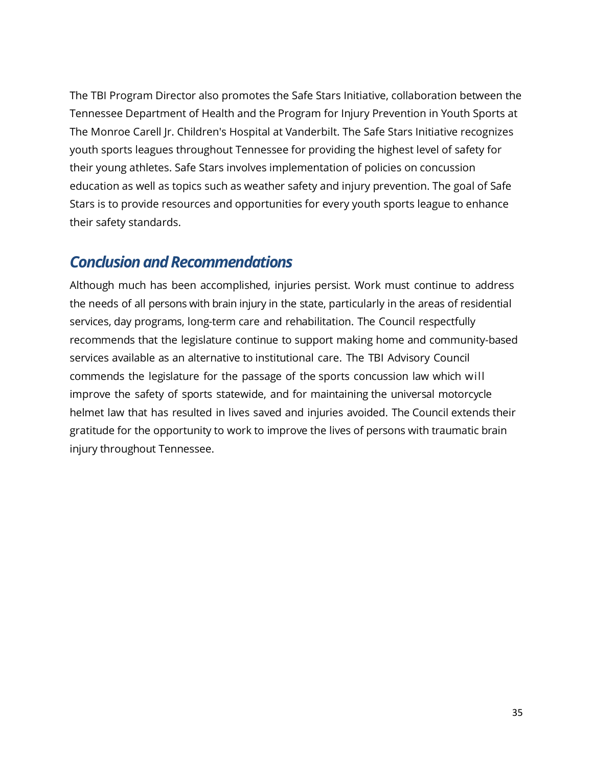The TBI Program Director also promotes the Safe Stars Initiative, collaboration between the Tennessee Department of Health and the Program for Injury Prevention in Youth Sports at The Monroe Carell Jr. Children's Hospital at Vanderbilt. The Safe Stars Initiative recognizes youth sports leagues throughout Tennessee for providing the highest level of safety for their young athletes. Safe Stars involves implementation of policies on concussion education as well as topics such as weather safety and injury prevention. The goal of Safe Stars is to provide resources and opportunities for every youth sports league to enhance their safety standards.

## *Conclusion and Recommendations*

Although much has been accomplished, injuries persist. Work must continue to address the needs of all persons with brain injury in the state, particularly in the areas of residential services, day programs, long-term care and rehabilitation. The Council respectfully recommends that the legislature continue to support making home and community-based services available as an alternative to institutional care. The TBI Advisory Council commends the legislature for the passage of the sports concussion law which will improve the safety of sports statewide, and for maintaining the universal motorcycle helmet law that has resulted in lives saved and injuries avoided. The Council extends their gratitude for the opportunity to work to improve the lives of persons with traumatic brain injury throughout Tennessee.